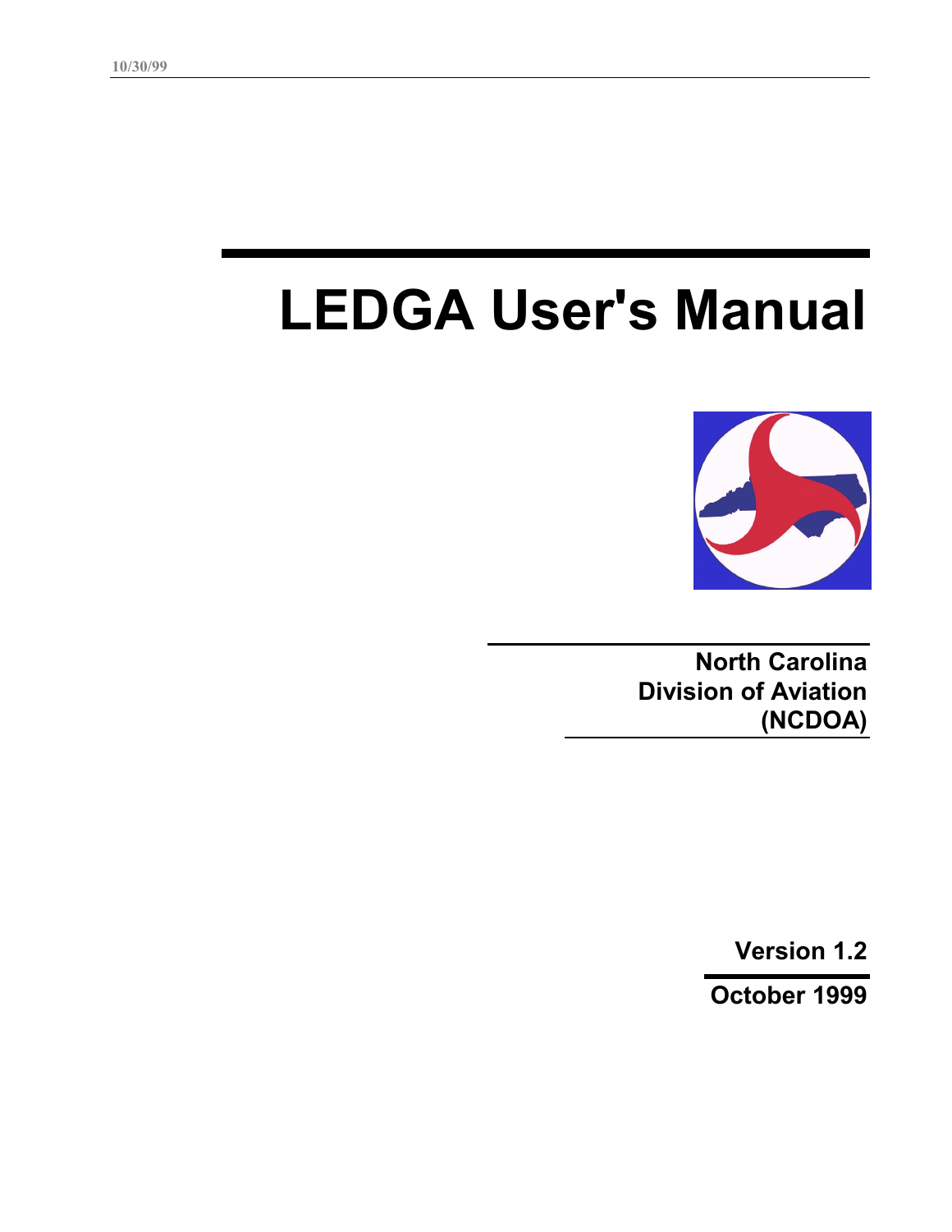# LEDGA User's Manual

**North Carolina**
**Division of Aviation**
**(NCDOA)**

**Version 1.2**

**October 1999**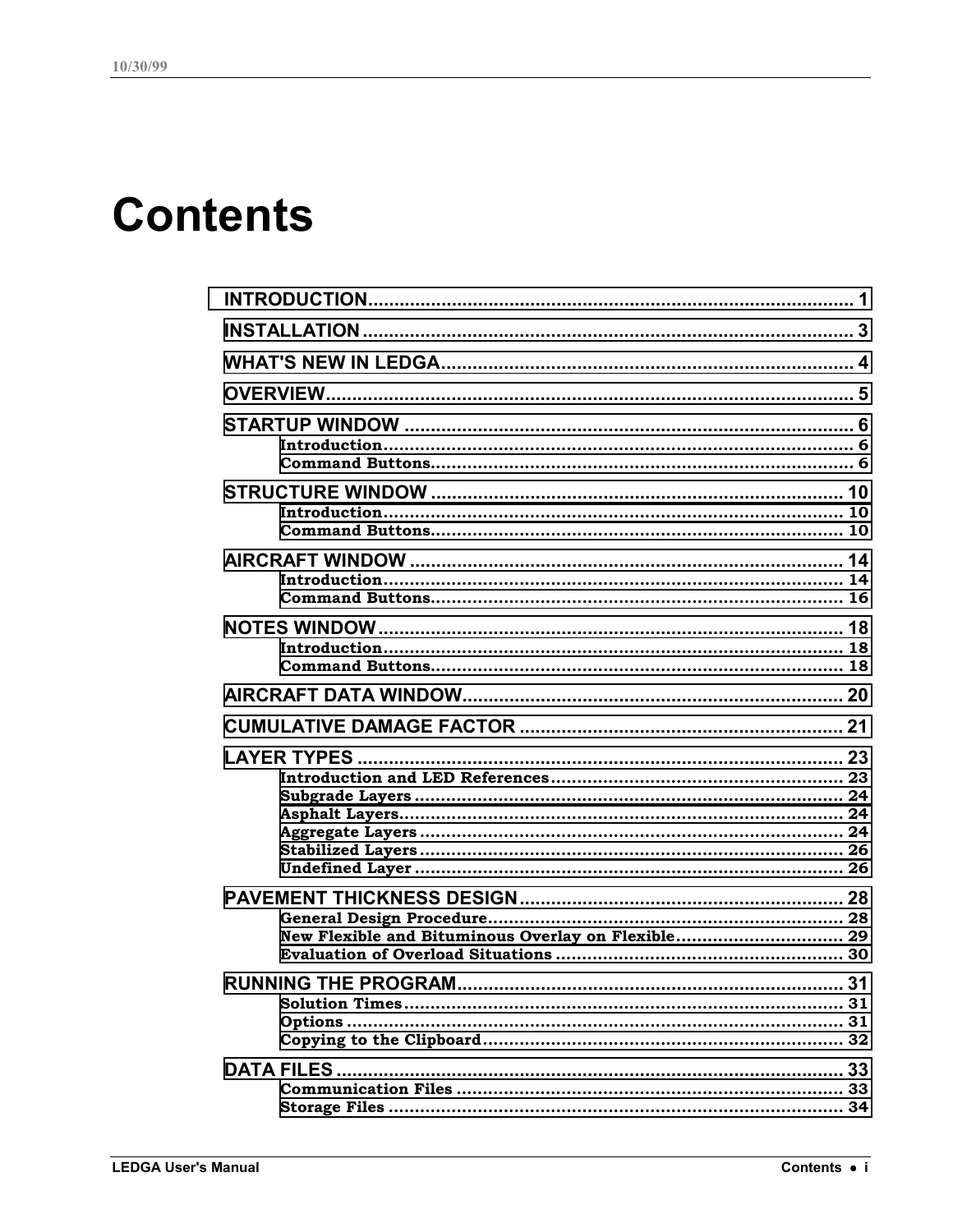# Contents

- INTRODUCTION .......... 1
- INSTALLATION .......... 3
- WHAT'S NEW IN LEDGA .......... 4
- OVERVIEW .......... 5
- STARTUP WINDOW .......... 6
  - Introduction .......... 6
  - Command Buttons .......... 6
- STRUCTURE WINDOW .......... 10
  - Introduction .......... 10
  - Command Buttons .......... 10
- AIRCRAFT WINDOW .......... 14
  - Introduction .......... 14
  - Command Buttons .......... 16
- NOTES WINDOW .......... 18
  - Introduction .......... 18
  - Command Buttons .......... 18
- AIRCRAFT DATA WINDOW .......... 20
- CUMULATIVE DAMAGE FACTOR .......... 21
- LAYER TYPES .......... 23
  - Introduction and LED References .......... 23
  - Subgrade Layers .......... 24
  - Asphalt Layers .......... 24
  - Aggregate Layers .......... 24
  - Stabilized Layers .......... 26
  - Undefined Layer .......... 26
- PAVEMENT THICKNESS DESIGN .......... 28
  - General Design Procedure .......... 28
  - New Flexible and Bituminous Overlay on Flexible .......... 29
  - Evaluation of Overload Situations .......... 30
- RUNNING THE PROGRAM .......... 31
  - Solution Times .......... 31
  - Options .......... 31
  - Copying to the Clipboard .......... 32
- DATA FILES .......... 33
  - Communication Files .......... 33
  - Storage Files .......... 34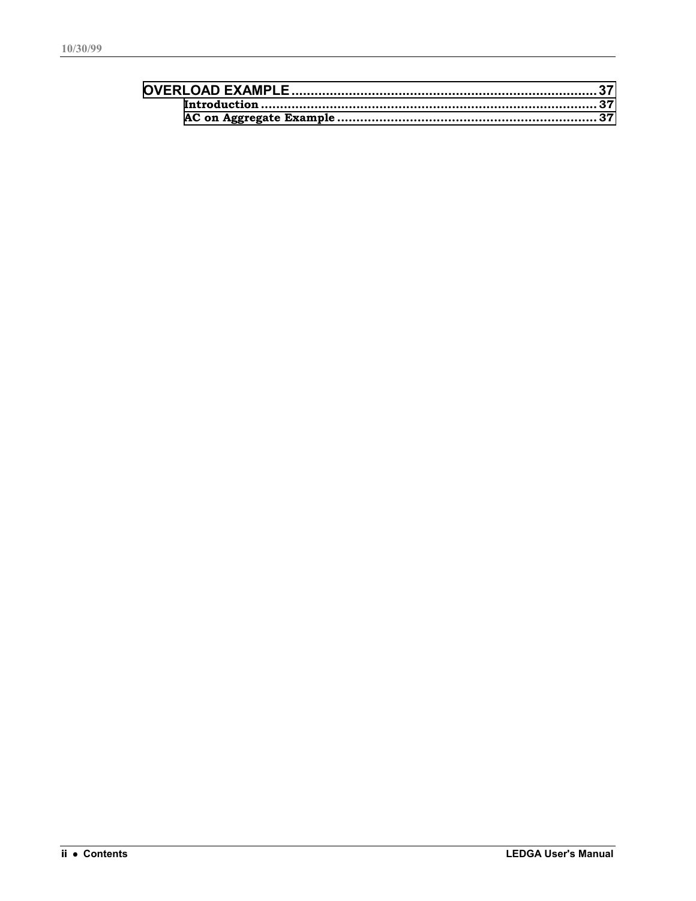OVERLOAD EXAMPLE ........................................................................ 37

- Introduction ........................................................................ 37
- AC on Aggregate Example ........................................................................ 37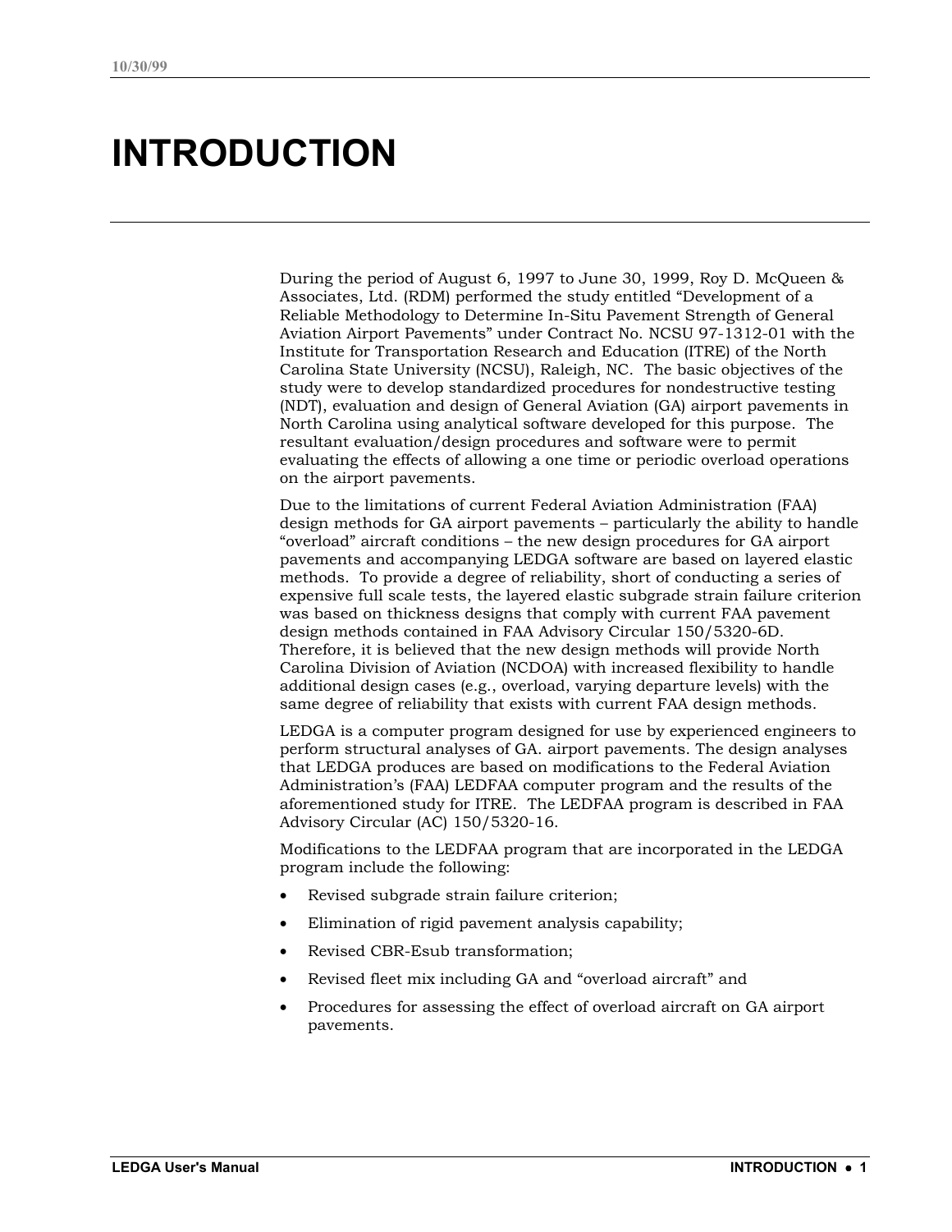# INTRODUCTION

During the period of August 6, 1997 to June 30, 1999, Roy D. McQueen & Associates, Ltd. (RDM) performed the study entitled "Development of a Reliable Methodology to Determine In-Situ Pavement Strength of General Aviation Airport Pavements" under Contract No. NCSU 97-1312-01 with the Institute for Transportation Research and Education (ITRE) of the North Carolina State University (NCSU), Raleigh, NC. The basic objectives of the study were to develop standardized procedures for nondestructive testing (NDT), evaluation and design of General Aviation (GA) airport pavements in North Carolina using analytical software developed for this purpose. The resultant evaluation/design procedures and software were to permit evaluating the effects of allowing a one time or periodic overload operations on the airport pavements.

Due to the limitations of current Federal Aviation Administration (FAA) design methods for GA airport pavements – particularly the ability to handle "overload" aircraft conditions – the new design procedures for GA airport pavements and accompanying LEDGA software are based on layered elastic methods. To provide a degree of reliability, short of conducting a series of expensive full scale tests, the layered elastic subgrade strain failure criterion was based on thickness designs that comply with current FAA pavement design methods contained in FAA Advisory Circular 150/5320-6D. Therefore, it is believed that the new design methods will provide North Carolina Division of Aviation (NCDOA) with increased flexibility to handle additional design cases (e.g., overload, varying departure levels) with the same degree of reliability that exists with current FAA design methods.

LEDGA is a computer program designed for use by experienced engineers to perform structural analyses of GA. airport pavements. The design analyses that LEDGA produces are based on modifications to the Federal Aviation Administration's (FAA) LEDFAA computer program and the results of the aforementioned study for ITRE. The LEDFAA program is described in FAA Advisory Circular (AC) 150/5320-16.

Modifications to the LEDFAA program that are incorporated in the LEDGA program include the following:

- Revised subgrade strain failure criterion;
- Elimination of rigid pavement analysis capability;
- Revised CBR-Esub transformation;
- Revised fleet mix including GA and "overload aircraft" and
- Procedures for assessing the effect of overload aircraft on GA airport pavements.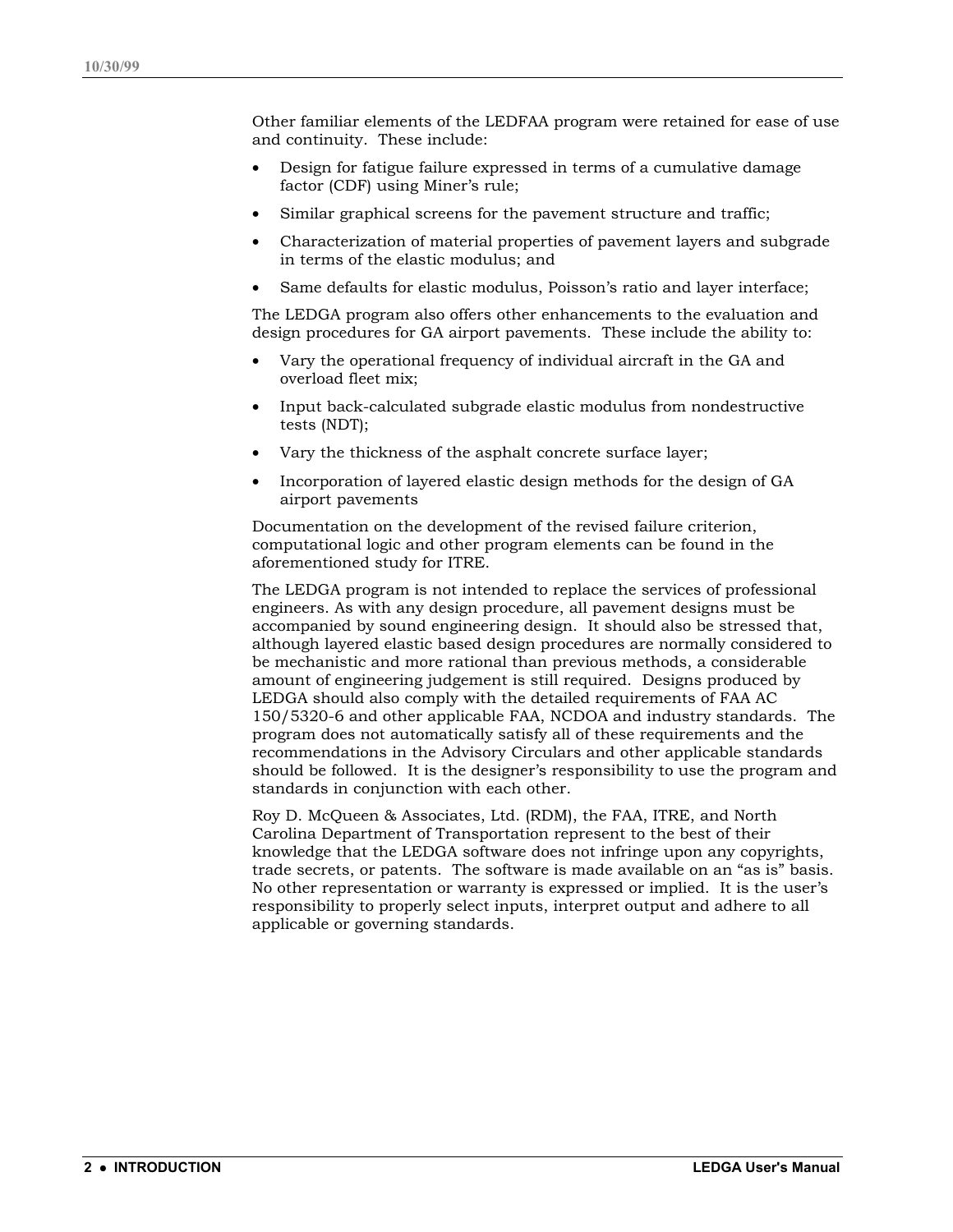Other familiar elements of the LEDFAA program were retained for ease of use and continuity. These include:

- Design for fatigue failure expressed in terms of a cumulative damage factor (CDF) using Miner's rule;
- Similar graphical screens for the pavement structure and traffic;
- Characterization of material properties of pavement layers and subgrade in terms of the elastic modulus; and
- Same defaults for elastic modulus, Poisson's ratio and layer interface;

The LEDGA program also offers other enhancements to the evaluation and design procedures for GA airport pavements. These include the ability to:

- Vary the operational frequency of individual aircraft in the GA and overload fleet mix;
- Input back-calculated subgrade elastic modulus from nondestructive tests (NDT);
- Vary the thickness of the asphalt concrete surface layer;
- Incorporation of layered elastic design methods for the design of GA airport pavements

Documentation on the development of the revised failure criterion, computational logic and other program elements can be found in the aforementioned study for ITRE.

The LEDGA program is not intended to replace the services of professional engineers. As with any design procedure, all pavement designs must be accompanied by sound engineering design. It should also be stressed that, although layered elastic based design procedures are normally considered to be mechanistic and more rational than previous methods, a considerable amount of engineering judgement is still required. Designs produced by LEDGA should also comply with the detailed requirements of FAA AC 150/5320-6 and other applicable FAA, NCDOA and industry standards. The program does not automatically satisfy all of these requirements and the recommendations in the Advisory Circulars and other applicable standards should be followed. It is the designer's responsibility to use the program and standards in conjunction with each other.

Roy D. McQueen & Associates, Ltd. (RDM), the FAA, ITRE, and North Carolina Department of Transportation represent to the best of their knowledge that the LEDGA software does not infringe upon any copyrights, trade secrets, or patents. The software is made available on an "as is" basis. No other representation or warranty is expressed or implied. It is the user's responsibility to properly select inputs, interpret output and adhere to all applicable or governing standards.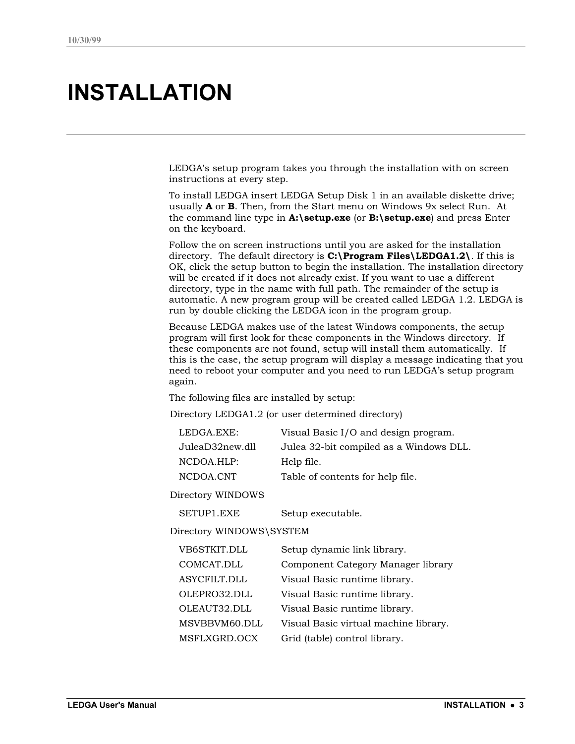# INSTALLATION

LEDGA's setup program takes you through the installation with on screen instructions at every step.

To install LEDGA insert LEDGA Setup Disk 1 in an available diskette drive; usually **A** or **B**. Then, from the Start menu on Windows 9x select Run. At the command line type in **A:\setup.exe** (or **B:\setup.exe**) and press Enter on the keyboard.

Follow the on screen instructions until you are asked for the installation directory. The default directory is **C:\Program Files\LEDGA1.2\**. If this is OK, click the setup button to begin the installation. The installation directory will be created if it does not already exist. If you want to use a different directory, type in the name with full path. The remainder of the setup is automatic. A new program group will be created called LEDGA 1.2. LEDGA is run by double clicking the LEDGA icon in the program group.

Because LEDGA makes use of the latest Windows components, the setup program will first look for these components in the Windows directory. If these components are not found, setup will install them automatically. If this is the case, the setup program will display a message indicating that you need to reboot your computer and you need to run LEDGA's setup program again.

The following files are installed by setup:

Directory LEDGA1.2 (or user determined directory)

| | |
|---|---|
| LEDGA.EXE: | Visual Basic I/O and design program. |
| JuleaD32new.dll | Julea 32-bit compiled as a Windows DLL. |
| NCDOA.HLP: | Help file. |
| NCDOA.CNT | Table of contents for help file. |

Directory WINDOWS

| | |
|---|---|
| SETUP1.EXE | Setup executable. |

Directory WINDOWS\SYSTEM

| | |
|---|---|
| VB6STKIT.DLL | Setup dynamic link library. |
| COMCAT.DLL | Component Category Manager library |
| ASYCFILT.DLL | Visual Basic runtime library. |
| OLEPRO32.DLL | Visual Basic runtime library. |
| OLEAUT32.DLL | Visual Basic runtime library. |
| MSVBBVM60.DLL | Visual Basic virtual machine library. |
| MSFLXGRD.OCX | Grid (table) control library. |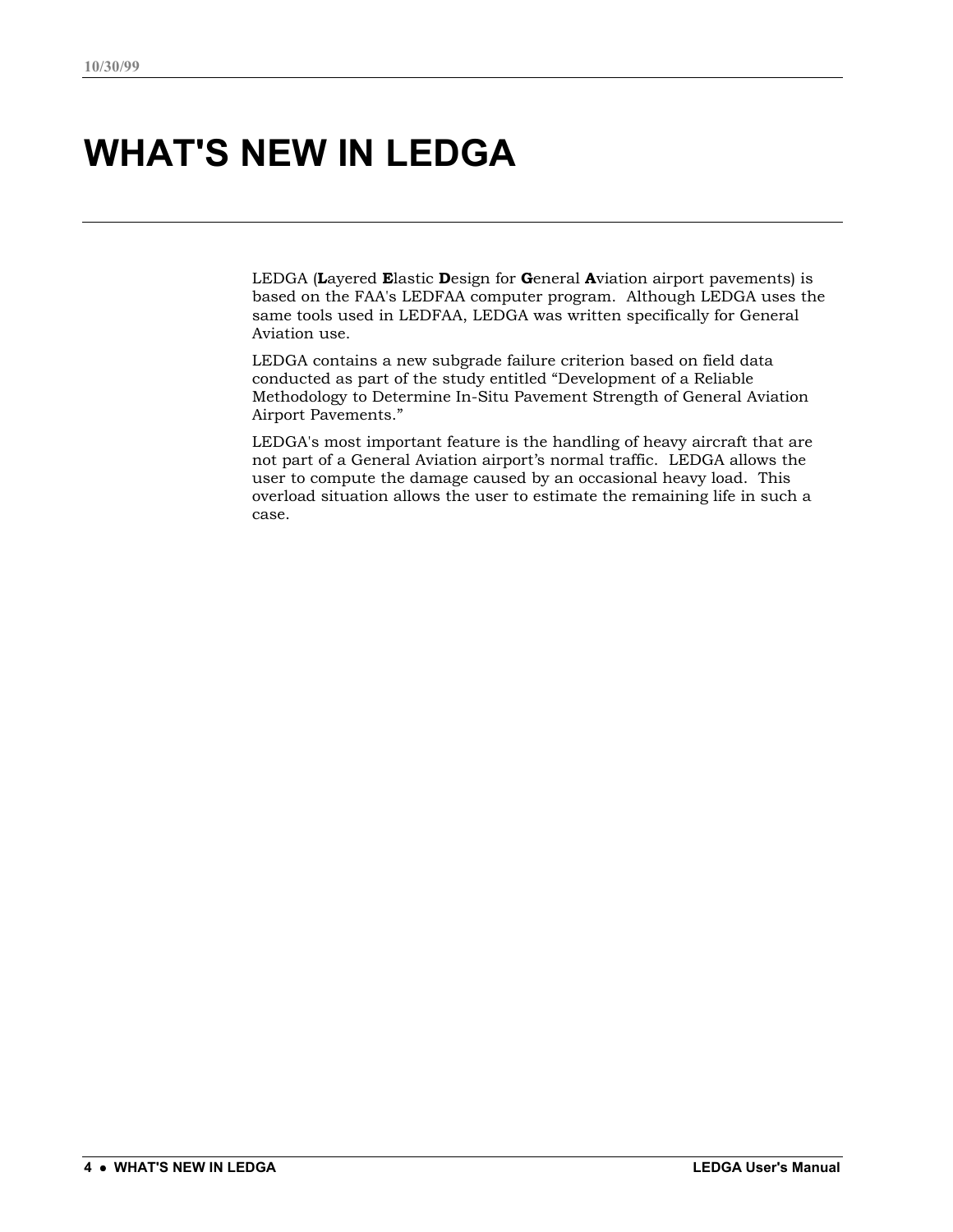# WHAT'S NEW IN LEDGA

LEDGA (**L**ayered **E**lastic **D**esign for **G**eneral **A**viation airport pavements) is based on the FAA's LEDFAA computer program. Although LEDGA uses the same tools used in LEDFAA, LEDGA was written specifically for General Aviation use.

LEDGA contains a new subgrade failure criterion based on field data conducted as part of the study entitled "Development of a Reliable Methodology to Determine In-Situ Pavement Strength of General Aviation Airport Pavements."

LEDGA's most important feature is the handling of heavy aircraft that are not part of a General Aviation airport's normal traffic. LEDGA allows the user to compute the damage caused by an occasional heavy load. This overload situation allows the user to estimate the remaining life in such a case.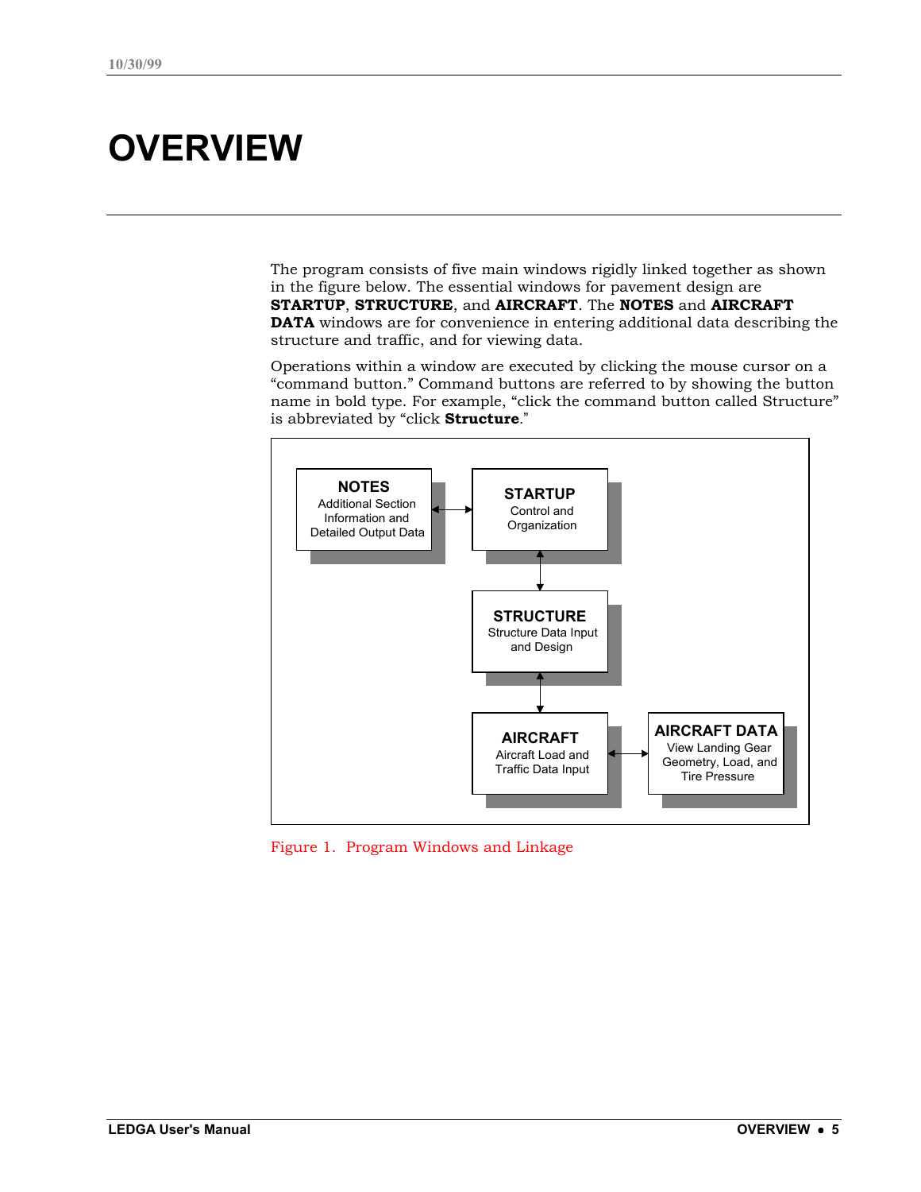# OVERVIEW

The program consists of five main windows rigidly linked together as shown in the figure below. The essential windows for pavement design are **STARTUP**, **STRUCTURE**, and **AIRCRAFT**. The **NOTES** and **AIRCRAFT DATA** windows are for convenience in entering additional data describing the structure and traffic, and for viewing data.

Operations within a window are executed by clicking the mouse cursor on a "command button." Command buttons are referred to by showing the button name in bold type. For example, "click the command button called Structure" is abbreviated by "click **Structure**."

**NOTES**
Additional Section Information and Detailed Output Data

**STARTUP**
Control and Organization

**STRUCTURE**
Structure Data Input and Design

**AIRCRAFT**
Aircraft Load and Traffic Data Input

**AIRCRAFT DATA**
View Landing Gear Geometry, Load, and Tire Pressure

Figure 1. Program Windows and Linkage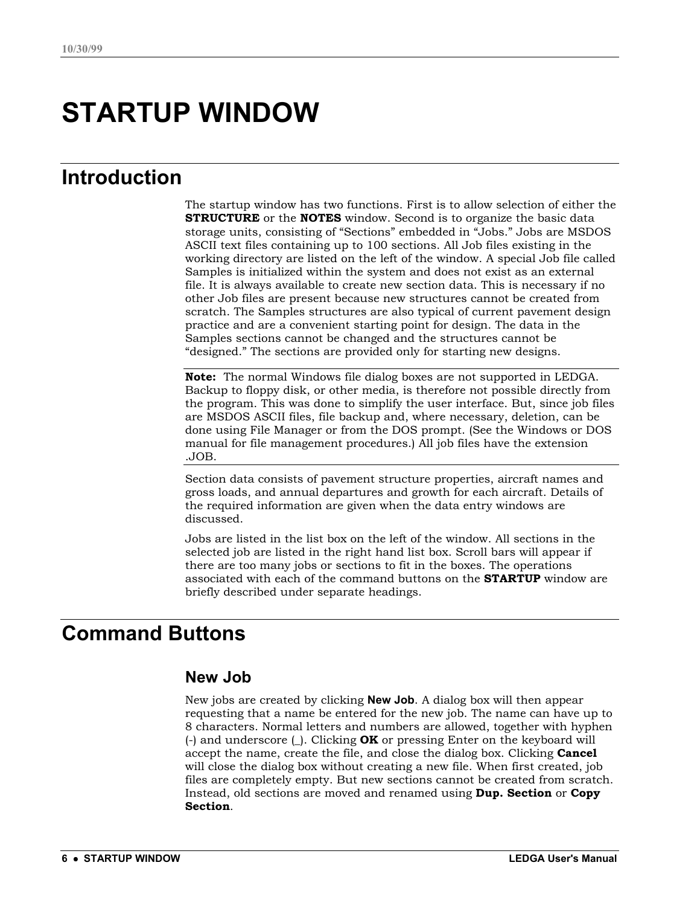# STARTUP WINDOW

## Introduction

The startup window has two functions. First is to allow selection of either the **STRUCTURE** or the **NOTES** window. Second is to organize the basic data storage units, consisting of “Sections” embedded in “Jobs.” Jobs are MSDOS ASCII text files containing up to 100 sections. All Job files existing in the working directory are listed on the left of the window. A special Job file called Samples is initialized within the system and does not exist as an external file. It is always available to create new section data. This is necessary if no other Job files are present because new structures cannot be created from scratch. The Samples structures are also typical of current pavement design practice and are a convenient starting point for design. The data in the Samples sections cannot be changed and the structures cannot be “designed.” The sections are provided only for starting new designs.

**Note:** The normal Windows file dialog boxes are not supported in LEDGA. Backup to floppy disk, or other media, is therefore not possible directly from the program. This was done to simplify the user interface. But, since job files are MSDOS ASCII files, file backup and, where necessary, deletion, can be done using File Manager or from the DOS prompt. (See the Windows or DOS manual for file management procedures.) All job files have the extension .JOB.

Section data consists of pavement structure properties, aircraft names and gross loads, and annual departures and growth for each aircraft. Details of the required information are given when the data entry windows are discussed.

Jobs are listed in the list box on the left of the window. All sections in the selected job are listed in the right hand list box. Scroll bars will appear if there are too many jobs or sections to fit in the boxes. The operations associated with each of the command buttons on the **STARTUP** window are briefly described under separate headings.

## Command Buttons

### New Job

New jobs are created by clicking **New Job**. A dialog box will then appear requesting that a name be entered for the new job. The name can have up to 8 characters. Normal letters and numbers are allowed, together with hyphen (-) and underscore (_). Clicking **OK** or pressing Enter on the keyboard will accept the name, create the file, and close the dialog box. Clicking **Cancel** will close the dialog box without creating a new file. When first created, job files are completely empty. But new sections cannot be created from scratch. Instead, old sections are moved and renamed using **Dup. Section** or **Copy Section**.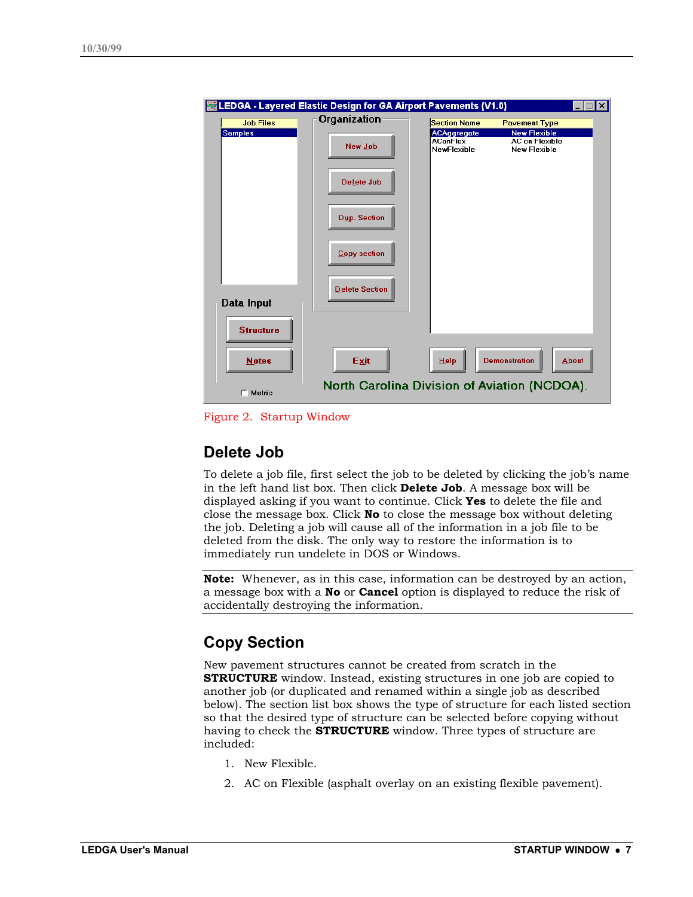Figure 2. Startup Window

## Delete Job

To delete a job file, first select the job to be deleted by clicking the job's name in the left hand list box. Then click **Delete Job**. A message box will be displayed asking if you want to continue. Click **Yes** to delete the file and close the message box. Click **No** to close the message box without deleting the job. Deleting a job will cause all of the information in a job file to be deleted from the disk. The only way to restore the information is to immediately run undelete in DOS or Windows.

**Note:** Whenever, as in this case, information can be destroyed by an action, a message box with a **No** or **Cancel** option is displayed to reduce the risk of accidentally destroying the information.

## Copy Section

New pavement structures cannot be created from scratch in the **STRUCTURE** window. Instead, existing structures in one job are copied to another job (or duplicated and renamed within a single job as described below). The section list box shows the type of structure for each listed section so that the desired type of structure can be selected before copying without having to check the **STRUCTURE** window. Three types of structure are included:

1. New Flexible.
2. AC on Flexible (asphalt overlay on an existing flexible pavement).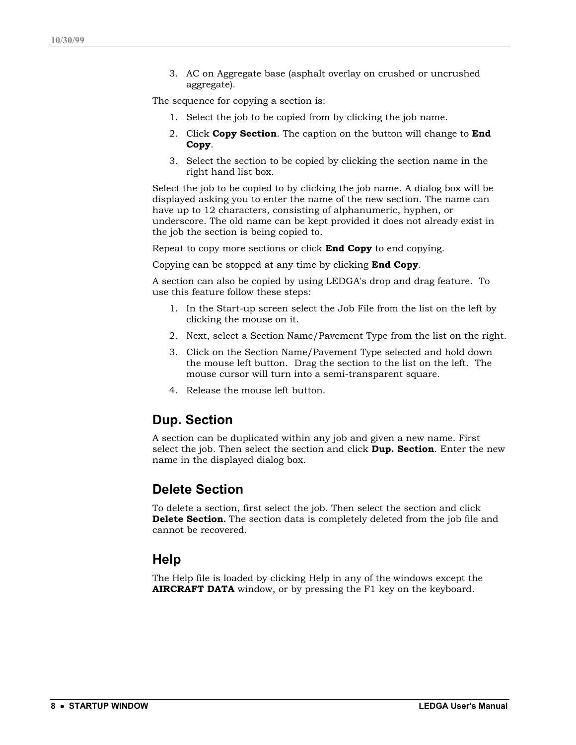3. AC on Aggregate base (asphalt overlay on crushed or uncrushed aggregate).

The sequence for copying a section is:

1. Select the job to be copied from by clicking the job name.
2. Click **Copy Section**. The caption on the button will change to **End Copy**.
3. Select the section to be copied by clicking the section name in the right hand list box.

Select the job to be copied to by clicking the job name. A dialog box will be displayed asking you to enter the name of the new section. The name can have up to 12 characters, consisting of alphanumeric, hyphen, or underscore. The old name can be kept provided it does not already exist in the job the section is being copied to.

Repeat to copy more sections or click **End Copy** to end copying.

Copying can be stopped at any time by clicking **End Copy**.

A section can also be copied by using LEDGA's drop and drag feature. To use this feature follow these steps:

1. In the Start-up screen select the Job File from the list on the left by clicking the mouse on it.
2. Next, select a Section Name/Pavement Type from the list on the right.
3. Click on the Section Name/Pavement Type selected and hold down the mouse left button. Drag the section to the list on the left. The mouse cursor will turn into a semi-transparent square.
4. Release the mouse left button.

## Dup. Section

A section can be duplicated within any job and given a new name. First select the job. Then select the section and click **Dup. Section**. Enter the new name in the displayed dialog box.

## Delete Section

To delete a section, first select the job. Then select the section and click **Delete Section.** The section data is completely deleted from the job file and cannot be recovered.

## Help

The Help file is loaded by clicking Help in any of the windows except the **AIRCRAFT DATA** window, or by pressing the F1 key on the keyboard.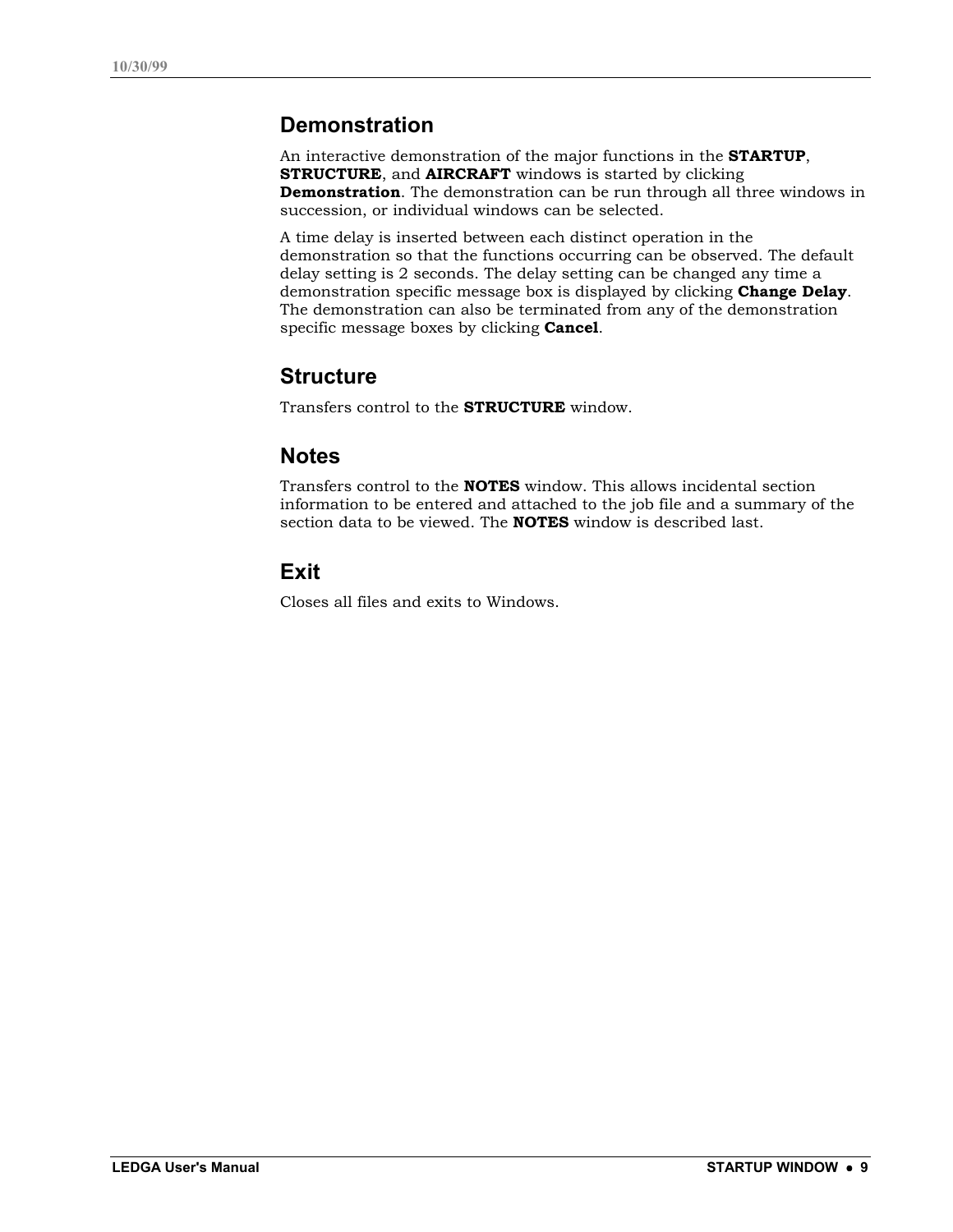## Demonstration

An interactive demonstration of the major functions in the **STARTUP**, **STRUCTURE**, and **AIRCRAFT** windows is started by clicking **Demonstration**. The demonstration can be run through all three windows in succession, or individual windows can be selected.

A time delay is inserted between each distinct operation in the demonstration so that the functions occurring can be observed. The default delay setting is 2 seconds. The delay setting can be changed any time a demonstration specific message box is displayed by clicking **Change Delay**. The demonstration can also be terminated from any of the demonstration specific message boxes by clicking **Cancel**.

## Structure

Transfers control to the **STRUCTURE** window.

## Notes

Transfers control to the **NOTES** window. This allows incidental section information to be entered and attached to the job file and a summary of the section data to be viewed. The **NOTES** window is described last.

## Exit

Closes all files and exits to Windows.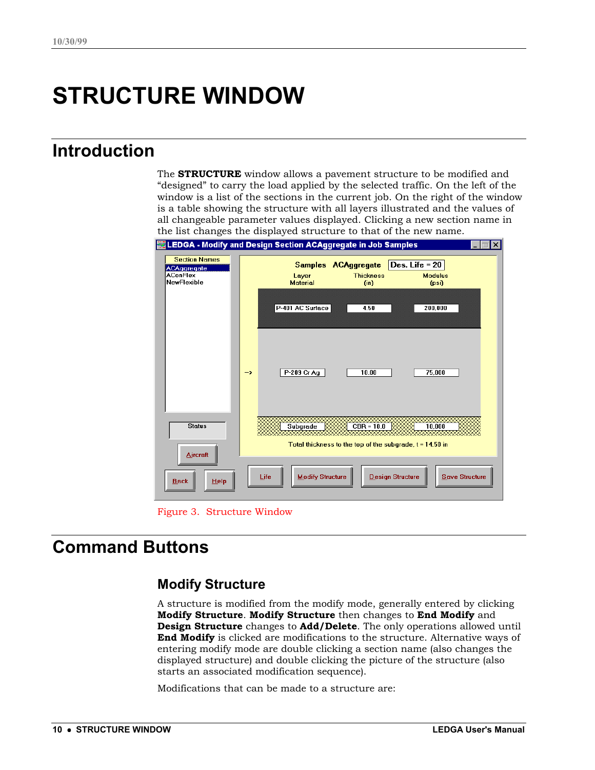# STRUCTURE WINDOW

## Introduction

The **STRUCTURE** window allows a pavement structure to be modified and "designed" to carry the load applied by the selected traffic. On the left of the window is a list of the sections in the current job. On the right of the window is a table showing the structure with all layers illustrated and the values of all changeable parameter values displayed. Clicking a new section name in the list changes the displayed structure to that of the new name.

Figure 3. Structure Window

## Command Buttons

### Modify Structure

A structure is modified from the modify mode, generally entered by clicking **Modify Structure**. **Modify Structure** then changes to **End Modify** and **Design Structure** changes to **Add/Delete**. The only operations allowed until **End Modify** is clicked are modifications to the structure. Alternative ways of entering modify mode are double clicking a section name (also changes the displayed structure) and double clicking the picture of the structure (also starts an associated modification sequence).

Modifications that can be made to a structure are: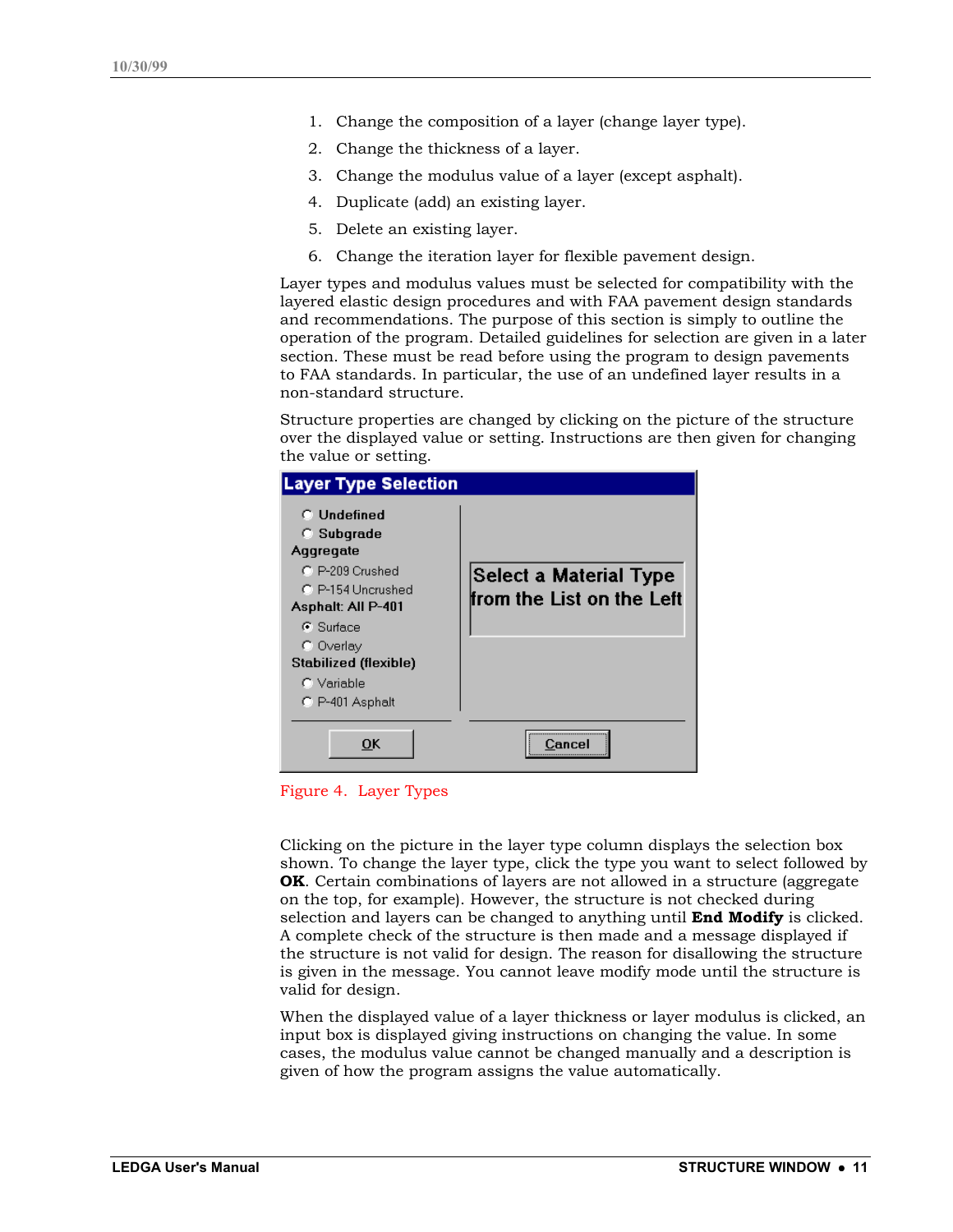1. Change the composition of a layer (change layer type).
2. Change the thickness of a layer.
3. Change the modulus value of a layer (except asphalt).
4. Duplicate (add) an existing layer.
5. Delete an existing layer.
6. Change the iteration layer for flexible pavement design.

Layer types and modulus values must be selected for compatibility with the layered elastic design procedures and with FAA pavement design standards and recommendations. The purpose of this section is simply to outline the operation of the program. Detailed guidelines for selection are given in a later section. These must be read before using the program to design pavements to FAA standards. In particular, the use of an undefined layer results in a non-standard structure.

Structure properties are changed by clicking on the picture of the structure over the displayed value or setting. Instructions are then given for changing the value or setting.

**Layer Type Selection**

- Undefined
- Subgrade

Aggregate

- P-209 Crushed
- P-154 Uncrushed

Asphalt: All P-401

- Surface (selected)
- Overlay

Stabilized (flexible)

- Variable
- P-401 Asphalt

Select a Material Type from the List on the Left

OK | Cancel

Figure 4. Layer Types

Clicking on the picture in the layer type column displays the selection box shown. To change the layer type, click the type you want to select followed by **OK**. Certain combinations of layers are not allowed in a structure (aggregate on the top, for example). However, the structure is not checked during selection and layers can be changed to anything until **End Modify** is clicked. A complete check of the structure is then made and a message displayed if the structure is not valid for design. The reason for disallowing the structure is given in the message. You cannot leave modify mode until the structure is valid for design.

When the displayed value of a layer thickness or layer modulus is clicked, an input box is displayed giving instructions on changing the value. In some cases, the modulus value cannot be changed manually and a description is given of how the program assigns the value automatically.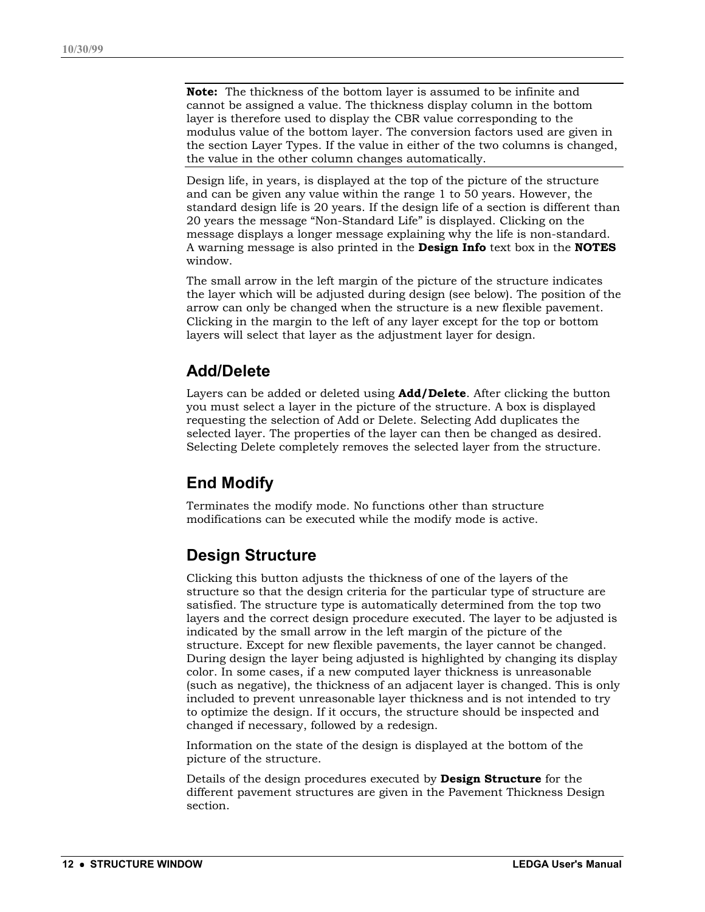**Note:** The thickness of the bottom layer is assumed to be infinite and cannot be assigned a value. The thickness display column in the bottom layer is therefore used to display the CBR value corresponding to the modulus value of the bottom layer. The conversion factors used are given in the section Layer Types. If the value in either of the two columns is changed, the value in the other column changes automatically.

Design life, in years, is displayed at the top of the picture of the structure and can be given any value within the range 1 to 50 years. However, the standard design life is 20 years. If the design life of a section is different than 20 years the message "Non-Standard Life" is displayed. Clicking on the message displays a longer message explaining why the life is non-standard. A warning message is also printed in the **Design Info** text box in the **NOTES** window.

The small arrow in the left margin of the picture of the structure indicates the layer which will be adjusted during design (see below). The position of the arrow can only be changed when the structure is a new flexible pavement. Clicking in the margin to the left of any layer except for the top or bottom layers will select that layer as the adjustment layer for design.

## Add/Delete

Layers can be added or deleted using **Add/Delete**. After clicking the button you must select a layer in the picture of the structure. A box is displayed requesting the selection of Add or Delete. Selecting Add duplicates the selected layer. The properties of the layer can then be changed as desired. Selecting Delete completely removes the selected layer from the structure.

## End Modify

Terminates the modify mode. No functions other than structure modifications can be executed while the modify mode is active.

## Design Structure

Clicking this button adjusts the thickness of one of the layers of the structure so that the design criteria for the particular type of structure are satisfied. The structure type is automatically determined from the top two layers and the correct design procedure executed. The layer to be adjusted is indicated by the small arrow in the left margin of the picture of the structure. Except for new flexible pavements, the layer cannot be changed. During design the layer being adjusted is highlighted by changing its display color. In some cases, if a new computed layer thickness is unreasonable (such as negative), the thickness of an adjacent layer is changed. This is only included to prevent unreasonable layer thickness and is not intended to try to optimize the design. If it occurs, the structure should be inspected and changed if necessary, followed by a redesign.

Information on the state of the design is displayed at the bottom of the picture of the structure.

Details of the design procedures executed by **Design Structure** for the different pavement structures are given in the Pavement Thickness Design section.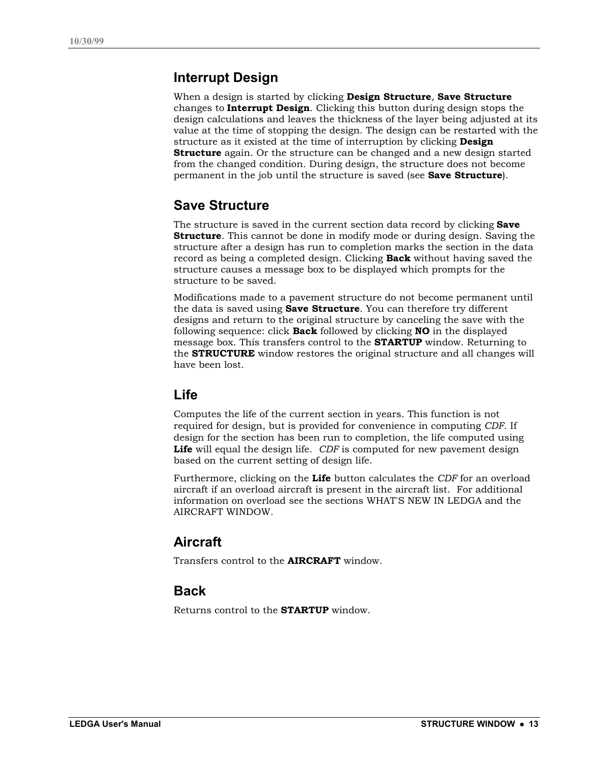## Interrupt Design

When a design is started by clicking **Design Structure**, **Save Structure** changes to **Interrupt Design**. Clicking this button during design stops the design calculations and leaves the thickness of the layer being adjusted at its value at the time of stopping the design. The design can be restarted with the structure as it existed at the time of interruption by clicking **Design Structure** again. Or the structure can be changed and a new design started from the changed condition. During design, the structure does not become permanent in the job until the structure is saved (see **Save Structure**).

## Save Structure

The structure is saved in the current section data record by clicking **Save Structure**. This cannot be done in modify mode or during design. Saving the structure after a design has run to completion marks the section in the data record as being a completed design. Clicking **Back** without having saved the structure causes a message box to be displayed which prompts for the structure to be saved.

Modifications made to a pavement structure do not become permanent until the data is saved using **Save Structure**. You can therefore try different designs and return to the original structure by canceling the save with the following sequence: click **Back** followed by clicking **NO** in the displayed message box. This transfers control to the **STARTUP** window. Returning to the **STRUCTURE** window restores the original structure and all changes will have been lost.

## Life

Computes the life of the current section in years. This function is not required for design, but is provided for convenience in computing *CDF*. If design for the section has been run to completion, the life computed using **Life** will equal the design life. *CDF* is computed for new pavement design based on the current setting of design life.

Furthermore, clicking on the **Life** button calculates the *CDF* for an overload aircraft if an overload aircraft is present in the aircraft list. For additional information on overload see the sections WHAT'S NEW IN LEDGA and the AIRCRAFT WINDOW.

## Aircraft

Transfers control to the **AIRCRAFT** window.

## Back

Returns control to the **STARTUP** window.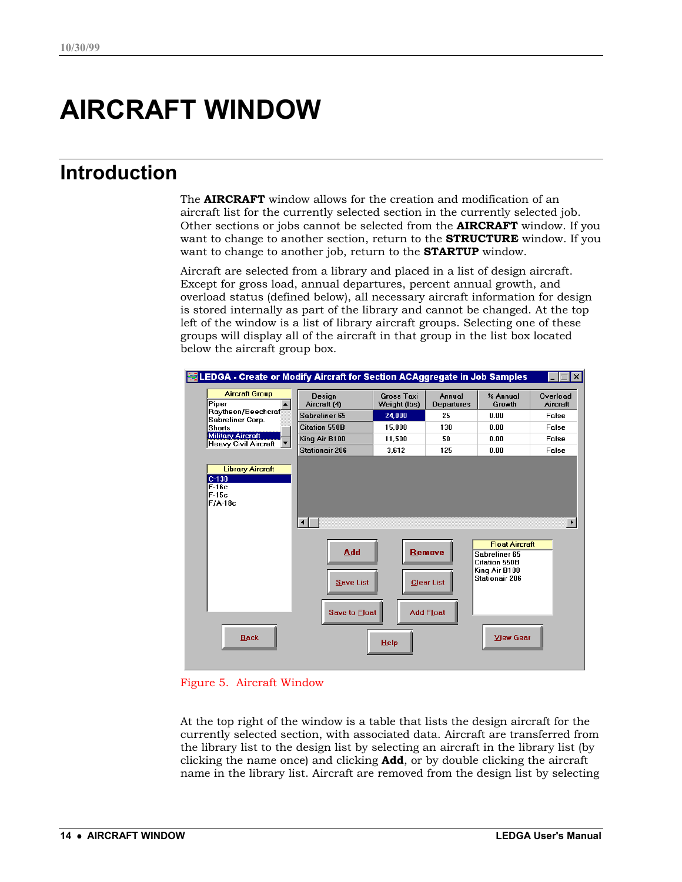# AIRCRAFT WINDOW

## Introduction

The **AIRCRAFT** window allows for the creation and modification of an aircraft list for the currently selected section in the currently selected job. Other sections or jobs cannot be selected from the **AIRCRAFT** window. If you want to change to another section, return to the **STRUCTURE** window. If you want to change to another job, return to the **STARTUP** window.

Aircraft are selected from a library and placed in a list of design aircraft. Except for gross load, annual departures, percent annual growth, and overload status (defined below), all necessary aircraft information for design is stored internally as part of the library and cannot be changed. At the top left of the window is a list of library aircraft groups. Selecting one of these groups will display all of the aircraft in that group in the list box located below the aircraft group box.

Figure 5. Aircraft Window

At the top right of the window is a table that lists the design aircraft for the currently selected section, with associated data. Aircraft are transferred from the library list to the design list by selecting an aircraft in the library list (by clicking the name once) and clicking **Add**, or by double clicking the aircraft name in the library list. Aircraft are removed from the design list by selecting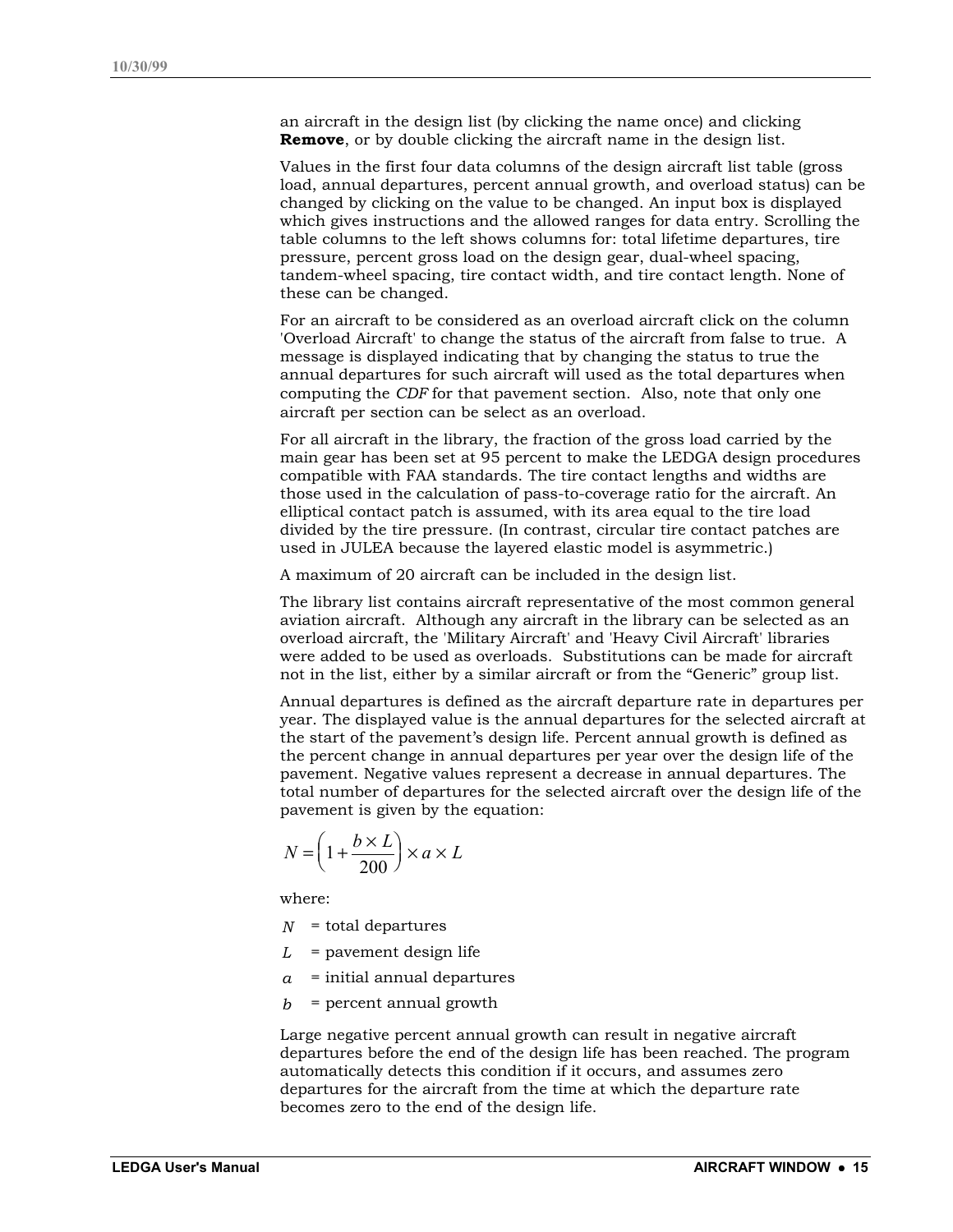an aircraft in the design list (by clicking the name once) and clicking **Remove**, or by double clicking the aircraft name in the design list.

Values in the first four data columns of the design aircraft list table (gross load, annual departures, percent annual growth, and overload status) can be changed by clicking on the value to be changed. An input box is displayed which gives instructions and the allowed ranges for data entry. Scrolling the table columns to the left shows columns for: total lifetime departures, tire pressure, percent gross load on the design gear, dual-wheel spacing, tandem-wheel spacing, tire contact width, and tire contact length. None of these can be changed.

For an aircraft to be considered as an overload aircraft click on the column 'Overload Aircraft' to change the status of the aircraft from false to true. A message is displayed indicating that by changing the status to true the annual departures for such aircraft will used as the total departures when computing the *CDF* for that pavement section. Also, note that only one aircraft per section can be select as an overload.

For all aircraft in the library, the fraction of the gross load carried by the main gear has been set at 95 percent to make the LEDGA design procedures compatible with FAA standards. The tire contact lengths and widths are those used in the calculation of pass-to-coverage ratio for the aircraft. An elliptical contact patch is assumed, with its area equal to the tire load divided by the tire pressure. (In contrast, circular tire contact patches are used in JULEA because the layered elastic model is asymmetric.)

A maximum of 20 aircraft can be included in the design list.

The library list contains aircraft representative of the most common general aviation aircraft. Although any aircraft in the library can be selected as an overload aircraft, the 'Military Aircraft' and 'Heavy Civil Aircraft' libraries were added to be used as overloads. Substitutions can be made for aircraft not in the list, either by a similar aircraft or from the "Generic" group list.

Annual departures is defined as the aircraft departure rate in departures per year. The displayed value is the annual departures for the selected aircraft at the start of the pavement's design life. Percent annual growth is defined as the percent change in annual departures per year over the design life of the pavement. Negative values represent a decrease in annual departures. The total number of departures for the selected aircraft over the design life of the pavement is given by the equation:

$$N = \left(1 + \frac{b \times L}{200}\right) \times a \times L$$

where:

$N$ = total departures

$L$ = pavement design life

$a$ = initial annual departures

$b$ = percent annual growth

Large negative percent annual growth can result in negative aircraft departures before the end of the design life has been reached. The program automatically detects this condition if it occurs, and assumes zero departures for the aircraft from the time at which the departure rate becomes zero to the end of the design life.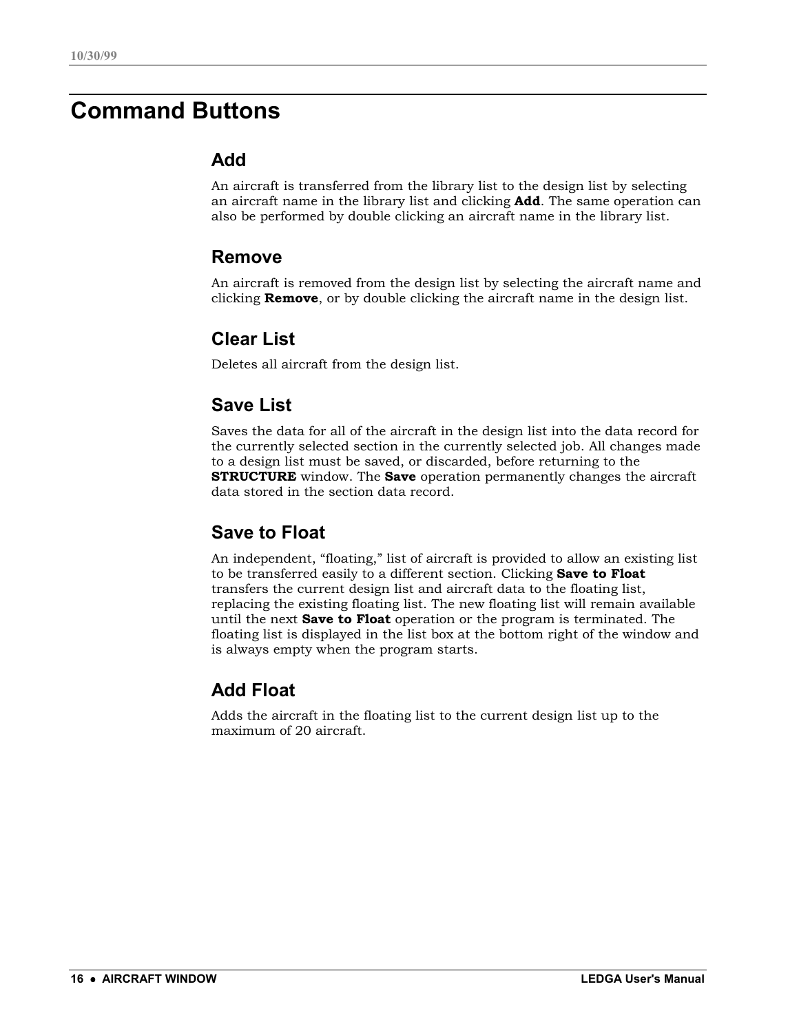# Command Buttons

## Add

An aircraft is transferred from the library list to the design list by selecting an aircraft name in the library list and clicking **Add**. The same operation can also be performed by double clicking an aircraft name in the library list.

## Remove

An aircraft is removed from the design list by selecting the aircraft name and clicking **Remove**, or by double clicking the aircraft name in the design list.

## Clear List

Deletes all aircraft from the design list.

## Save List

Saves the data for all of the aircraft in the design list into the data record for the currently selected section in the currently selected job. All changes made to a design list must be saved, or discarded, before returning to the **STRUCTURE** window. The **Save** operation permanently changes the aircraft data stored in the section data record.

## Save to Float

An independent, "floating," list of aircraft is provided to allow an existing list to be transferred easily to a different section. Clicking **Save to Float** transfers the current design list and aircraft data to the floating list, replacing the existing floating list. The new floating list will remain available until the next **Save to Float** operation or the program is terminated. The floating list is displayed in the list box at the bottom right of the window and is always empty when the program starts.

## Add Float

Adds the aircraft in the floating list to the current design list up to the maximum of 20 aircraft.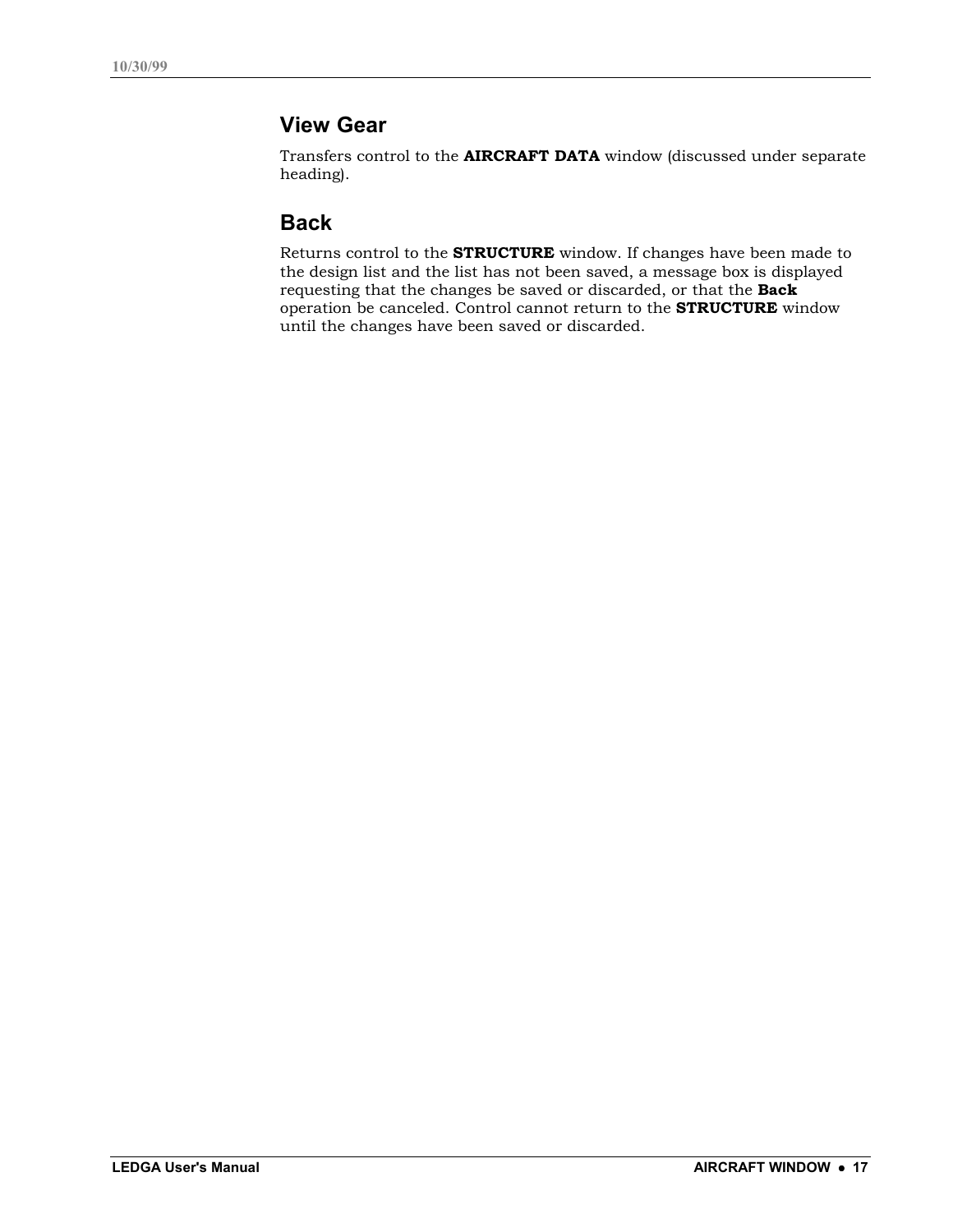## View Gear

Transfers control to the **AIRCRAFT DATA** window (discussed under separate heading).

## Back

Returns control to the **STRUCTURE** window. If changes have been made to the design list and the list has not been saved, a message box is displayed requesting that the changes be saved or discarded, or that the **Back** operation be canceled. Control cannot return to the **STRUCTURE** window until the changes have been saved or discarded.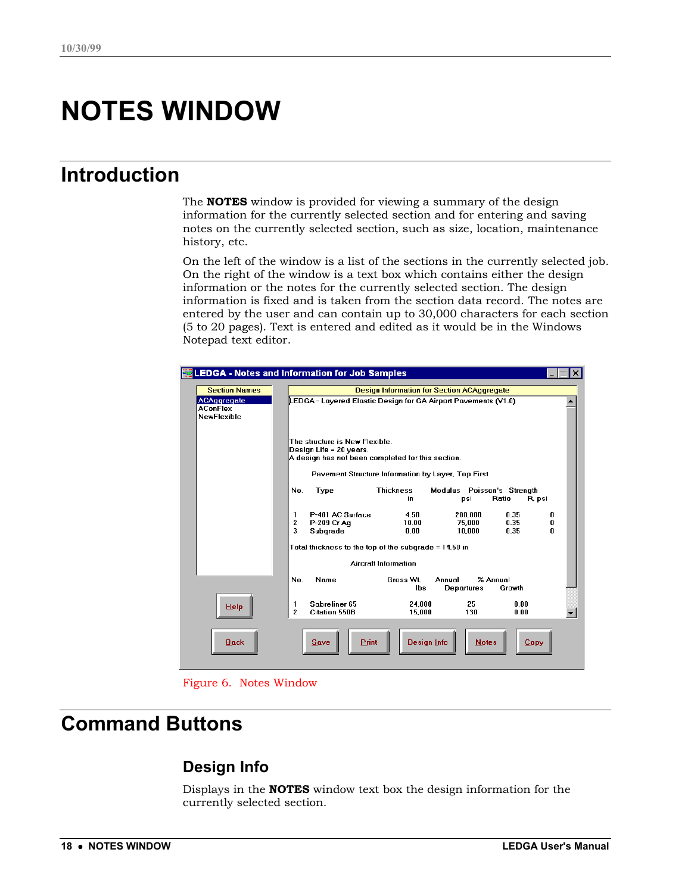# NOTES WINDOW

## Introduction

The **NOTES** window is provided for viewing a summary of the design information for the currently selected section and for entering and saving notes on the currently selected section, such as size, location, maintenance history, etc.

On the left of the window is a list of the sections in the currently selected job. On the right of the window is a text box which contains either the design information or the notes for the currently selected section. The design information is fixed and is taken from the section data record. The notes are entered by the user and can contain up to 30,000 characters for each section (5 to 20 pages). Text is entered and edited as it would be in the Windows Notepad text editor.

Figure 6. Notes Window

## Command Buttons

### Design Info

Displays in the **NOTES** window text box the design information for the currently selected section.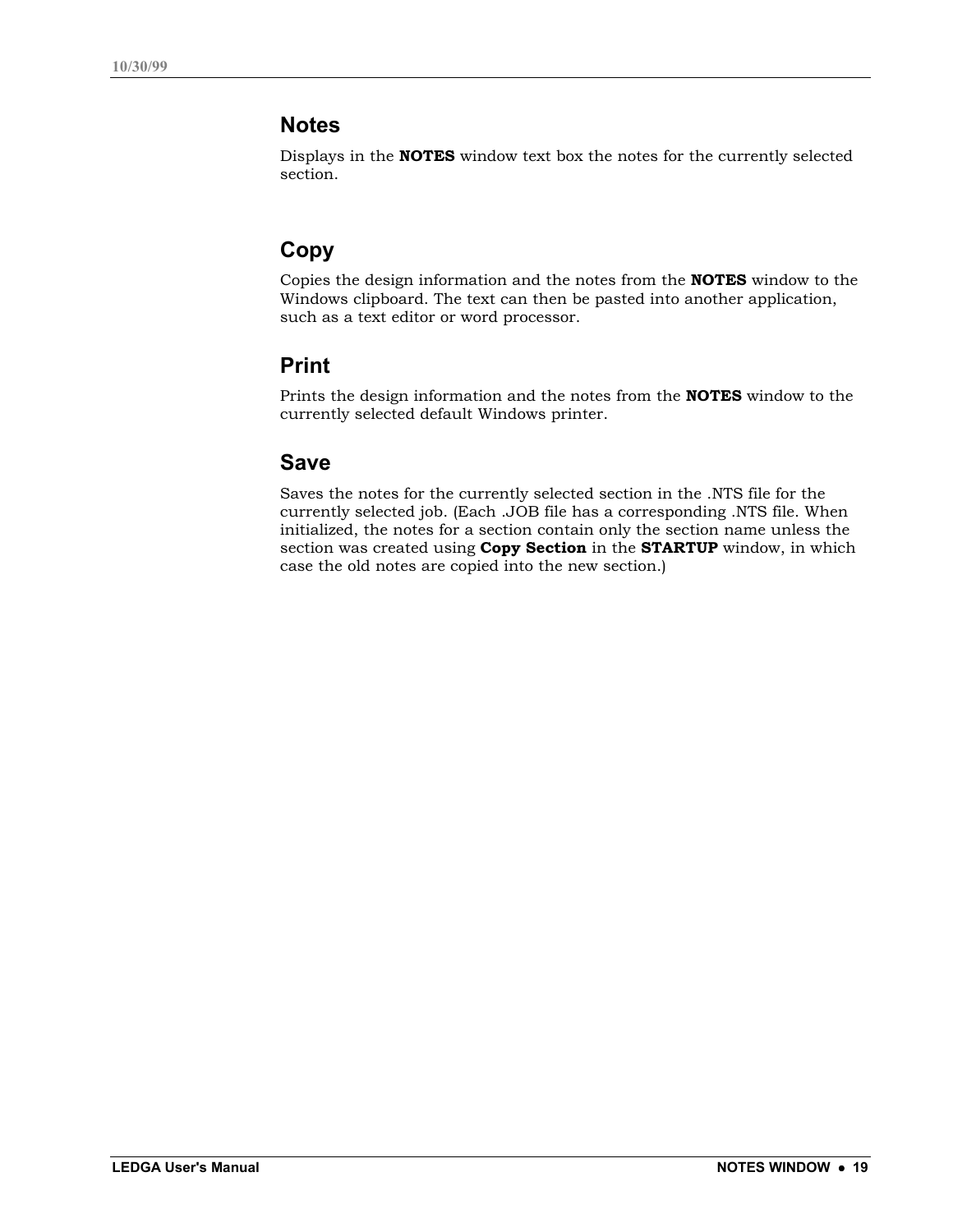## Notes

Displays in the **NOTES** window text box the notes for the currently selected section.

## Copy

Copies the design information and the notes from the **NOTES** window to the Windows clipboard. The text can then be pasted into another application, such as a text editor or word processor.

## Print

Prints the design information and the notes from the **NOTES** window to the currently selected default Windows printer.

## Save

Saves the notes for the currently selected section in the .NTS file for the currently selected job. (Each .JOB file has a corresponding .NTS file. When initialized, the notes for a section contain only the section name unless the section was created using **Copy Section** in the **STARTUP** window, in which case the old notes are copied into the new section.)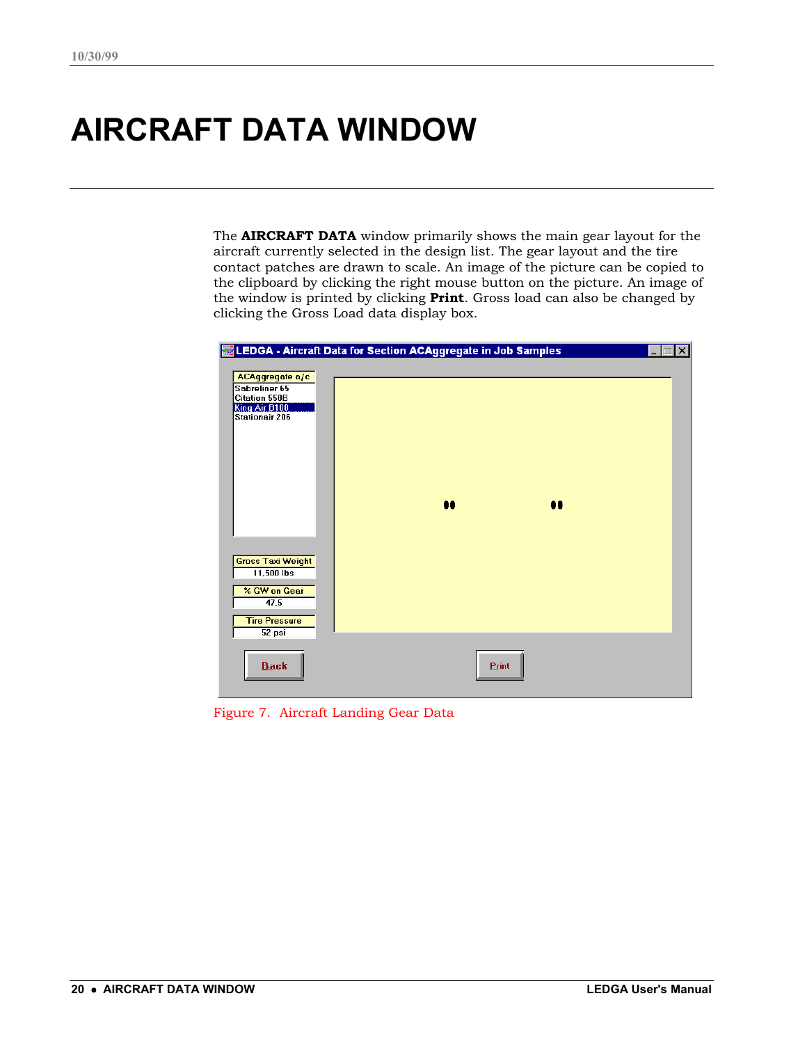# AIRCRAFT DATA WINDOW

The **AIRCRAFT DATA** window primarily shows the main gear layout for the aircraft currently selected in the design list. The gear layout and the tire contact patches are drawn to scale. An image of the picture can be copied to the clipboard by clicking the right mouse button on the picture. An image of the window is printed by clicking **Print**. Gross load can also be changed by clicking the Gross Load data display box.

Figure 7. Aircraft Landing Gear Data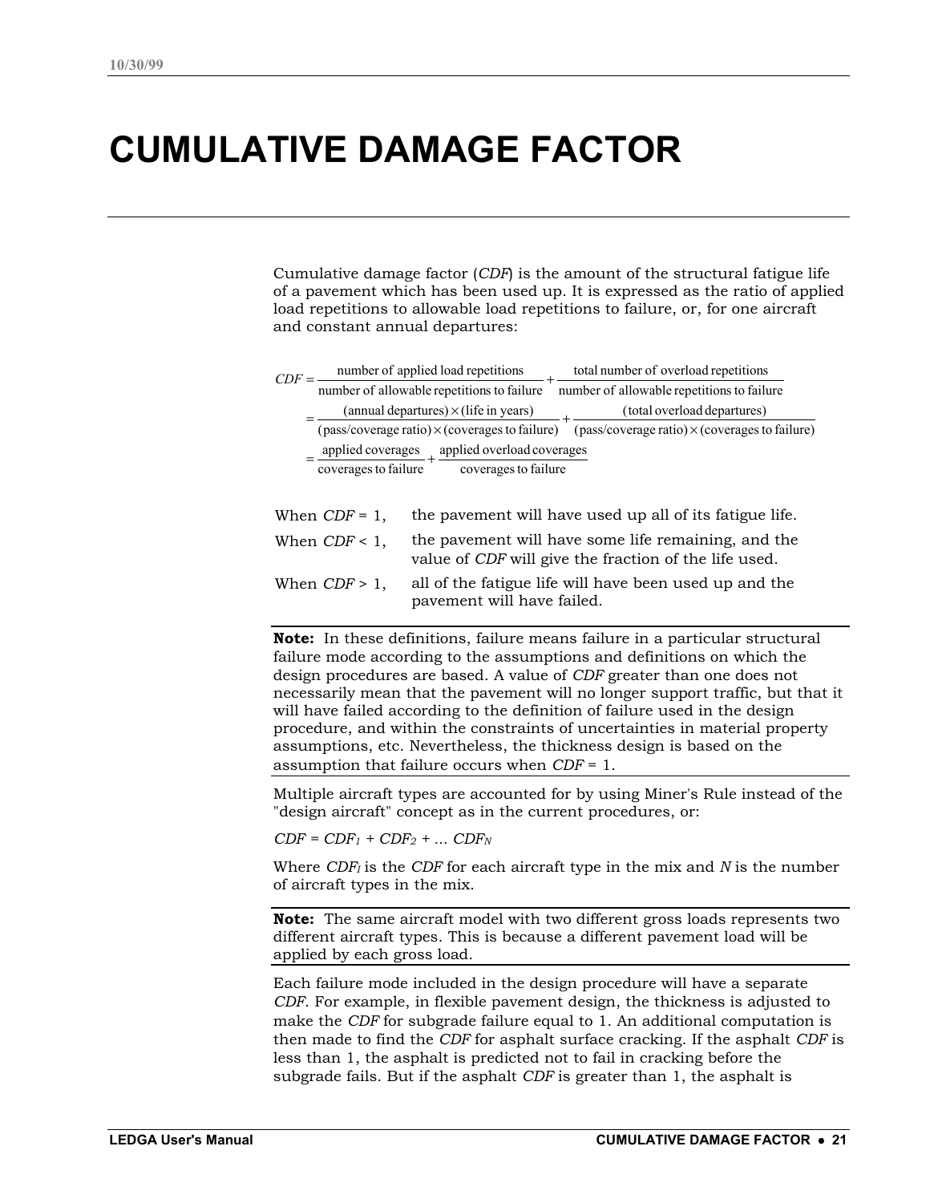# CUMULATIVE DAMAGE FACTOR

Cumulative damage factor (*CDF*) is the amount of the structural fatigue life of a pavement which has been used up. It is expressed as the ratio of applied load repetitions to allowable load repetitions to failure, or, for one aircraft and constant annual departures:

$$
\begin{aligned}
CDF &= \frac{\text{number of applied load repetitions}}{\text{number of allowable repetitions to failure}} + \frac{\text{total number of overload repetitions}}{\text{number of allowable repetitions to failure}} \\
&= \frac{(\text{annual departures}) \times (\text{life in years})}{(\text{pass/coverage ratio}) \times (\text{coverages to failure})} + \frac{(\text{total overload departures})}{(\text{pass/coverage ratio}) \times (\text{coverages to failure})} \\
&= \frac{\text{applied coverages}}{\text{coverages to failure}} + \frac{\text{applied overload coverages}}{\text{coverages to failure}}
\end{aligned}
$$

When *CDF* = 1, the pavement will have used up all of its fatigue life.

When *CDF* < 1, the pavement will have some life remaining, and the value of *CDF* will give the fraction of the life used.

When *CDF* > 1, all of the fatigue life will have been used up and the pavement will have failed.

**Note:** In these definitions, failure means failure in a particular structural failure mode according to the assumptions and definitions on which the design procedures are based. A value of *CDF* greater than one does not necessarily mean that the pavement will no longer support traffic, but that it will have failed according to the definition of failure used in the design procedure, and within the constraints of uncertainties in material property assumptions, etc. Nevertheless, the thickness design is based on the assumption that failure occurs when *CDF* = 1.

Multiple aircraft types are accounted for by using Miner's Rule instead of the "design aircraft" concept as in the current procedures, or:

$CDF = CDF_1 + CDF_2 + \ldots CDF_N$

Where $CDF_I$ is the *CDF* for each aircraft type in the mix and *N* is the number of aircraft types in the mix.

**Note:** The same aircraft model with two different gross loads represents two different aircraft types. This is because a different pavement load will be applied by each gross load.

Each failure mode included in the design procedure will have a separate *CDF*. For example, in flexible pavement design, the thickness is adjusted to make the *CDF* for subgrade failure equal to 1. An additional computation is then made to find the *CDF* for asphalt surface cracking. If the asphalt *CDF* is less than 1, the asphalt is predicted not to fail in cracking before the subgrade fails. But if the asphalt *CDF* is greater than 1, the asphalt is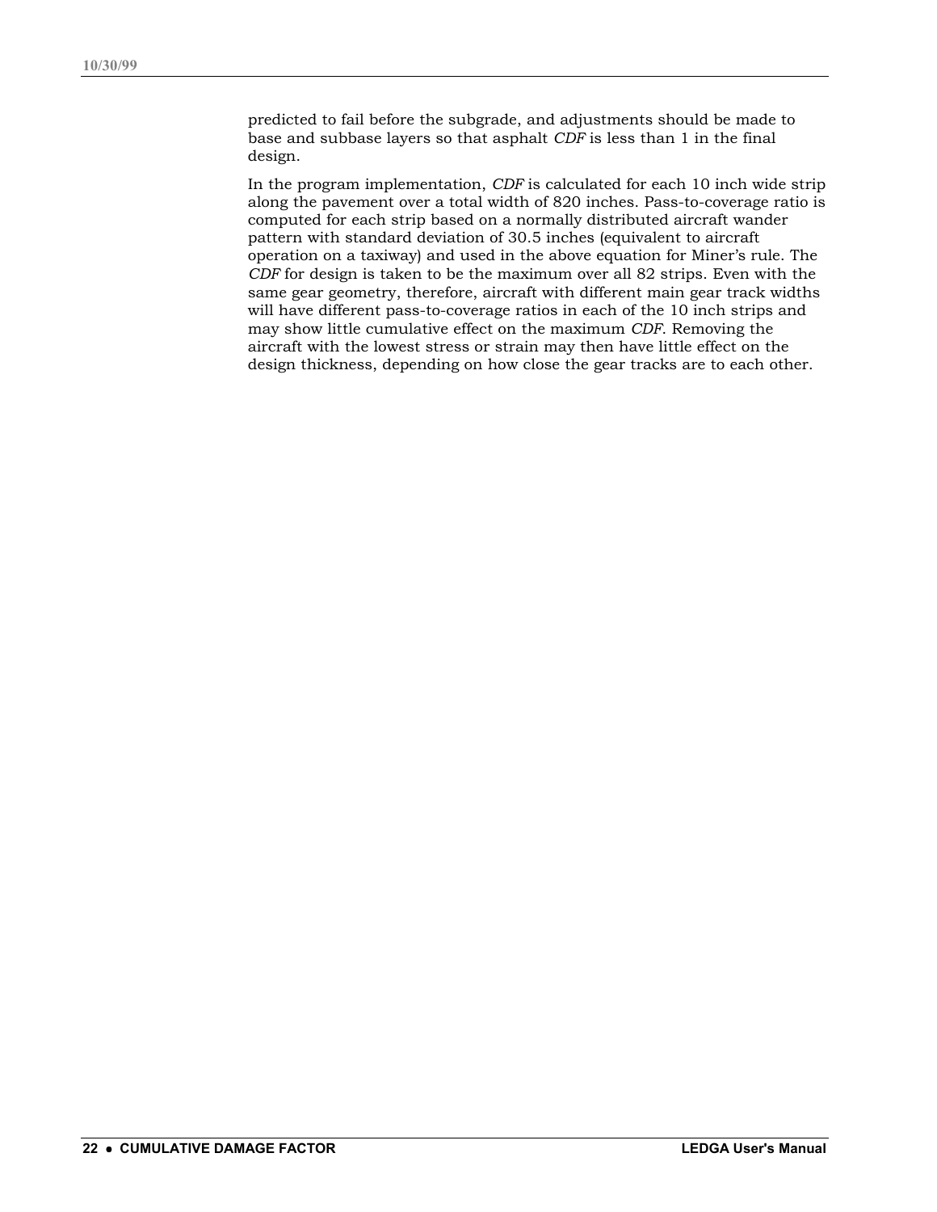predicted to fail before the subgrade, and adjustments should be made to base and subbase layers so that asphalt *CDF* is less than 1 in the final design.

In the program implementation, *CDF* is calculated for each 10 inch wide strip along the pavement over a total width of 820 inches. Pass-to-coverage ratio is computed for each strip based on a normally distributed aircraft wander pattern with standard deviation of 30.5 inches (equivalent to aircraft operation on a taxiway) and used in the above equation for Miner's rule. The *CDF* for design is taken to be the maximum over all 82 strips. Even with the same gear geometry, therefore, aircraft with different main gear track widths will have different pass-to-coverage ratios in each of the 10 inch strips and may show little cumulative effect on the maximum *CDF*. Removing the aircraft with the lowest stress or strain may then have little effect on the design thickness, depending on how close the gear tracks are to each other.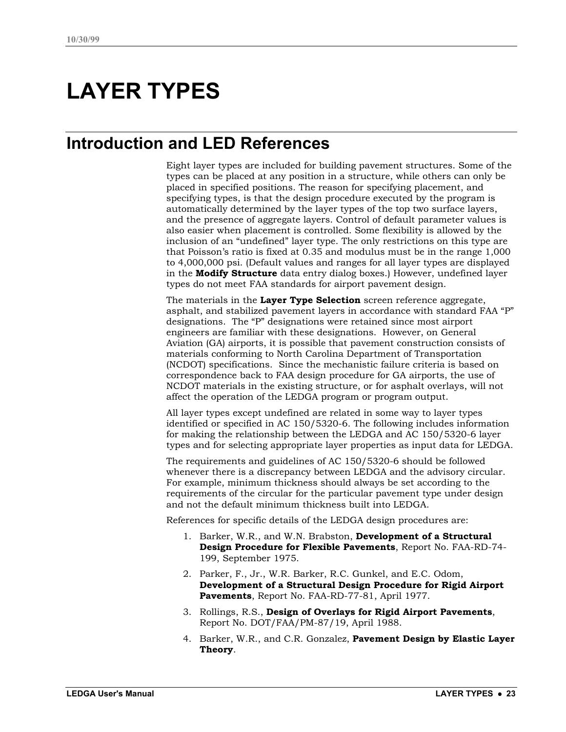# LAYER TYPES

## Introduction and LED References

Eight layer types are included for building pavement structures. Some of the types can be placed at any position in a structure, while others can only be placed in specified positions. The reason for specifying placement, and specifying types, is that the design procedure executed by the program is automatically determined by the layer types of the top two surface layers, and the presence of aggregate layers. Control of default parameter values is also easier when placement is controlled. Some flexibility is allowed by the inclusion of an "undefined" layer type. The only restrictions on this type are that Poisson's ratio is fixed at 0.35 and modulus must be in the range 1,000 to 4,000,000 psi. (Default values and ranges for all layer types are displayed in the **Modify Structure** data entry dialog boxes.) However, undefined layer types do not meet FAA standards for airport pavement design.

The materials in the **Layer Type Selection** screen reference aggregate, asphalt, and stabilized pavement layers in accordance with standard FAA "P" designations. The "P" designations were retained since most airport engineers are familiar with these designations. However, on General Aviation (GA) airports, it is possible that pavement construction consists of materials conforming to North Carolina Department of Transportation (NCDOT) specifications. Since the mechanistic failure criteria is based on correspondence back to FAA design procedure for GA airports, the use of NCDOT materials in the existing structure, or for asphalt overlays, will not affect the operation of the LEDGA program or program output.

All layer types except undefined are related in some way to layer types identified or specified in AC 150/5320-6. The following includes information for making the relationship between the LEDGA and AC 150/5320-6 layer types and for selecting appropriate layer properties as input data for LEDGA.

The requirements and guidelines of AC 150/5320-6 should be followed whenever there is a discrepancy between LEDGA and the advisory circular. For example, minimum thickness should always be set according to the requirements of the circular for the particular pavement type under design and not the default minimum thickness built into LEDGA.

References for specific details of the LEDGA design procedures are:

1. Barker, W.R., and W.N. Brabston, **Development of a Structural Design Procedure for Flexible Pavements**, Report No. FAA-RD-74-199, September 1975.
2. Parker, F., Jr., W.R. Barker, R.C. Gunkel, and E.C. Odom, **Development of a Structural Design Procedure for Rigid Airport Pavements**, Report No. FAA-RD-77-81, April 1977.
3. Rollings, R.S., **Design of Overlays for Rigid Airport Pavements**, Report No. DOT/FAA/PM-87/19, April 1988.
4. Barker, W.R., and C.R. Gonzalez, **Pavement Design by Elastic Layer Theory**.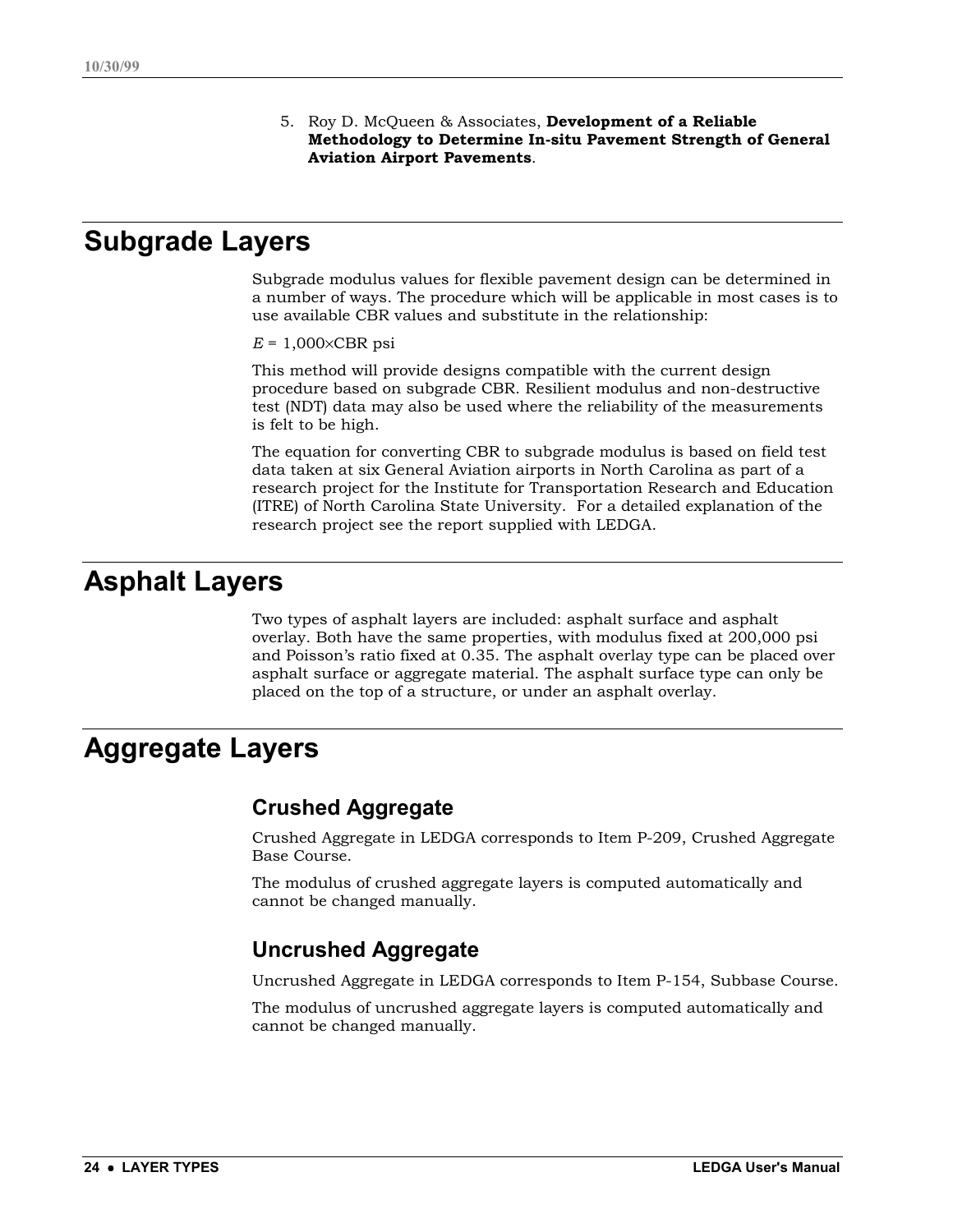5. Roy D. McQueen & Associates, **Development of a Reliable Methodology to Determine In-situ Pavement Strength of General Aviation Airport Pavements**.

# Subgrade Layers

Subgrade modulus values for flexible pavement design can be determined in a number of ways. The procedure which will be applicable in most cases is to use available CBR values and substitute in the relationship:

$E = 1{,}000 \times \text{CBR}$ psi

This method will provide designs compatible with the current design procedure based on subgrade CBR. Resilient modulus and non-destructive test (NDT) data may also be used where the reliability of the measurements is felt to be high.

The equation for converting CBR to subgrade modulus is based on field test data taken at six General Aviation airports in North Carolina as part of a research project for the Institute for Transportation Research and Education (ITRE) of North Carolina State University. For a detailed explanation of the research project see the report supplied with LEDGA.

# Asphalt Layers

Two types of asphalt layers are included: asphalt surface and asphalt overlay. Both have the same properties, with modulus fixed at 200,000 psi and Poisson's ratio fixed at 0.35. The asphalt overlay type can be placed over asphalt surface or aggregate material. The asphalt surface type can only be placed on the top of a structure, or under an asphalt overlay.

# Aggregate Layers

## Crushed Aggregate

Crushed Aggregate in LEDGA corresponds to Item P-209, Crushed Aggregate Base Course.

The modulus of crushed aggregate layers is computed automatically and cannot be changed manually.

## Uncrushed Aggregate

Uncrushed Aggregate in LEDGA corresponds to Item P-154, Subbase Course.

The modulus of uncrushed aggregate layers is computed automatically and cannot be changed manually.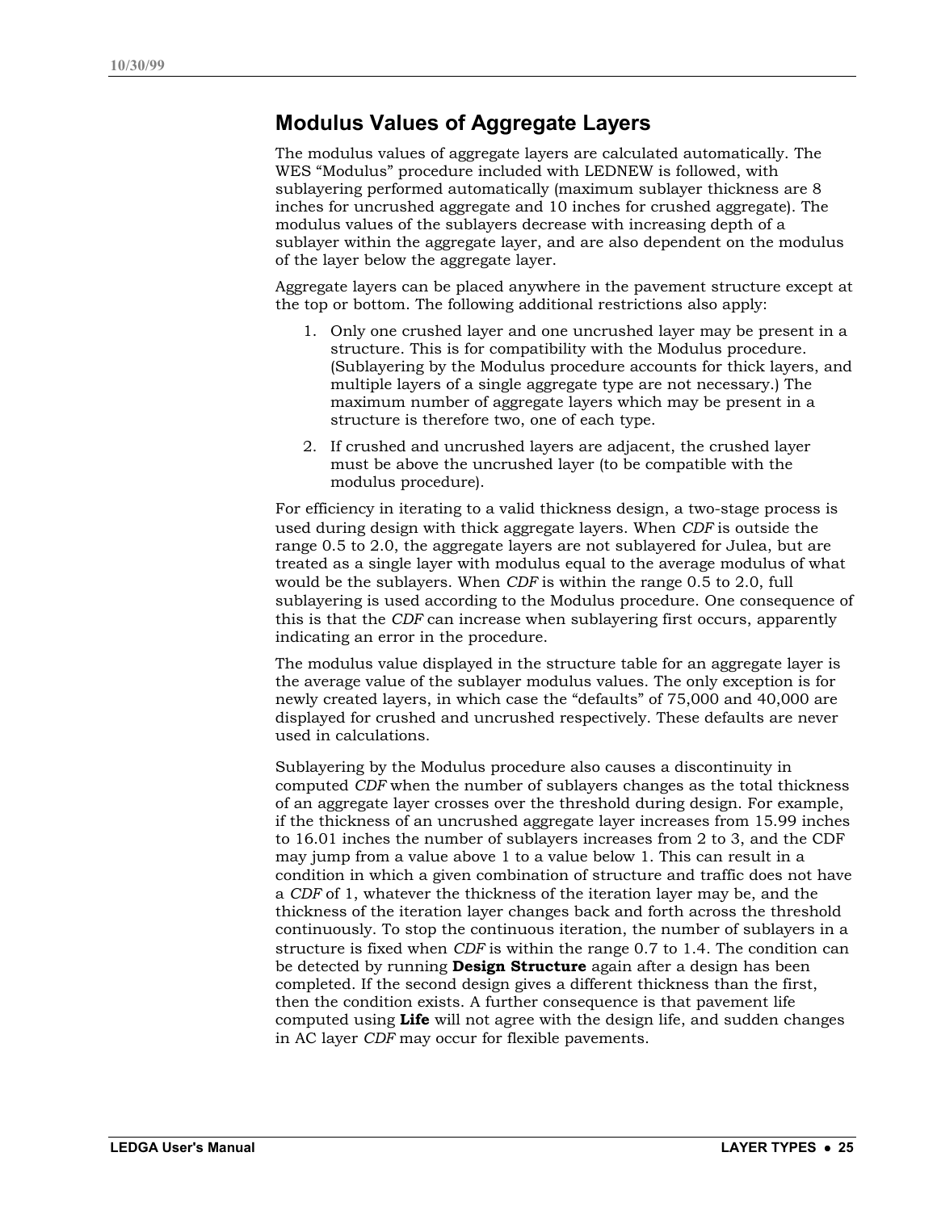## Modulus Values of Aggregate Layers

The modulus values of aggregate layers are calculated automatically. The WES “Modulus” procedure included with LEDNEW is followed, with sublayering performed automatically (maximum sublayer thickness are 8 inches for uncrushed aggregate and 10 inches for crushed aggregate). The modulus values of the sublayers decrease with increasing depth of a sublayer within the aggregate layer, and are also dependent on the modulus of the layer below the aggregate layer.

Aggregate layers can be placed anywhere in the pavement structure except at the top or bottom. The following additional restrictions also apply:

1. Only one crushed layer and one uncrushed layer may be present in a structure. This is for compatibility with the Modulus procedure. (Sublayering by the Modulus procedure accounts for thick layers, and multiple layers of a single aggregate type are not necessary.) The maximum number of aggregate layers which may be present in a structure is therefore two, one of each type.
2. If crushed and uncrushed layers are adjacent, the crushed layer must be above the uncrushed layer (to be compatible with the modulus procedure).

For efficiency in iterating to a valid thickness design, a two-stage process is used during design with thick aggregate layers. When *CDF* is outside the range 0.5 to 2.0, the aggregate layers are not sublayered for Julea, but are treated as a single layer with modulus equal to the average modulus of what would be the sublayers. When *CDF* is within the range 0.5 to 2.0, full sublayering is used according to the Modulus procedure. One consequence of this is that the *CDF* can increase when sublayering first occurs, apparently indicating an error in the procedure.

The modulus value displayed in the structure table for an aggregate layer is the average value of the sublayer modulus values. The only exception is for newly created layers, in which case the “defaults” of 75,000 and 40,000 are displayed for crushed and uncrushed respectively. These defaults are never used in calculations.

Sublayering by the Modulus procedure also causes a discontinuity in computed *CDF* when the number of sublayers changes as the total thickness of an aggregate layer crosses over the threshold during design. For example, if the thickness of an uncrushed aggregate layer increases from 15.99 inches to 16.01 inches the number of sublayers increases from 2 to 3, and the CDF may jump from a value above 1 to a value below 1. This can result in a condition in which a given combination of structure and traffic does not have a *CDF* of 1, whatever the thickness of the iteration layer may be, and the thickness of the iteration layer changes back and forth across the threshold continuously. To stop the continuous iteration, the number of sublayers in a structure is fixed when *CDF* is within the range 0.7 to 1.4. The condition can be detected by running **Design Structure** again after a design has been completed. If the second design gives a different thickness than the first, then the condition exists. A further consequence is that pavement life computed using **Life** will not agree with the design life, and sudden changes in AC layer *CDF* may occur for flexible pavements.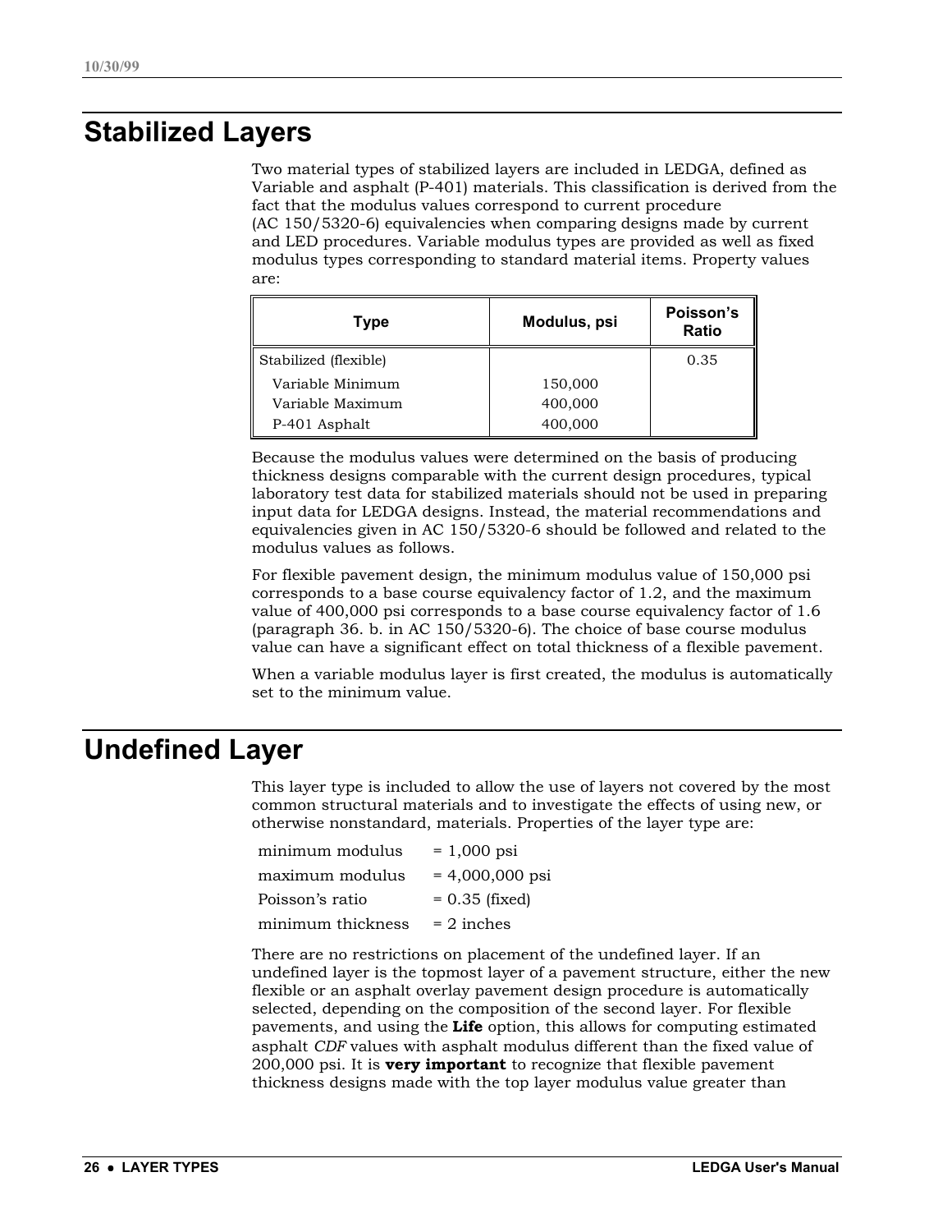# Stabilized Layers

Two material types of stabilized layers are included in LEDGA, defined as Variable and asphalt (P-401) materials. This classification is derived from the fact that the modulus values correspond to current procedure (AC 150/5320-6) equivalencies when comparing designs made by current and LED procedures. Variable modulus types are provided as well as fixed modulus types corresponding to standard material items. Property values are:

| Type | Modulus, psi | Poisson's Ratio |
|---|---|---|
| Stabilized (flexible) | | 0.35 |
| Variable Minimum | 150,000 | |
| Variable Maximum | 400,000 | |
| P-401 Asphalt | 400,000 | |

Because the modulus values were determined on the basis of producing thickness designs comparable with the current design procedures, typical laboratory test data for stabilized materials should not be used in preparing input data for LEDGA designs. Instead, the material recommendations and equivalencies given in AC 150/5320-6 should be followed and related to the modulus values as follows.

For flexible pavement design, the minimum modulus value of 150,000 psi corresponds to a base course equivalency factor of 1.2, and the maximum value of 400,000 psi corresponds to a base course equivalency factor of 1.6 (paragraph 36. b. in AC 150/5320-6). The choice of base course modulus value can have a significant effect on total thickness of a flexible pavement.

When a variable modulus layer is first created, the modulus is automatically set to the minimum value.

# Undefined Layer

This layer type is included to allow the use of layers not covered by the most common structural materials and to investigate the effects of using new, or otherwise nonstandard, materials. Properties of the layer type are:

| | |
|---|---|
| minimum modulus | = 1,000 psi |
| maximum modulus | = 4,000,000 psi |
| Poisson's ratio | = 0.35 (fixed) |
| minimum thickness | = 2 inches |

There are no restrictions on placement of the undefined layer. If an undefined layer is the topmost layer of a pavement structure, either the new flexible or an asphalt overlay pavement design procedure is automatically selected, depending on the composition of the second layer. For flexible pavements, and using the **Life** option, this allows for computing estimated asphalt *CDF* values with asphalt modulus different than the fixed value of 200,000 psi. It is **very important** to recognize that flexible pavement thickness designs made with the top layer modulus value greater than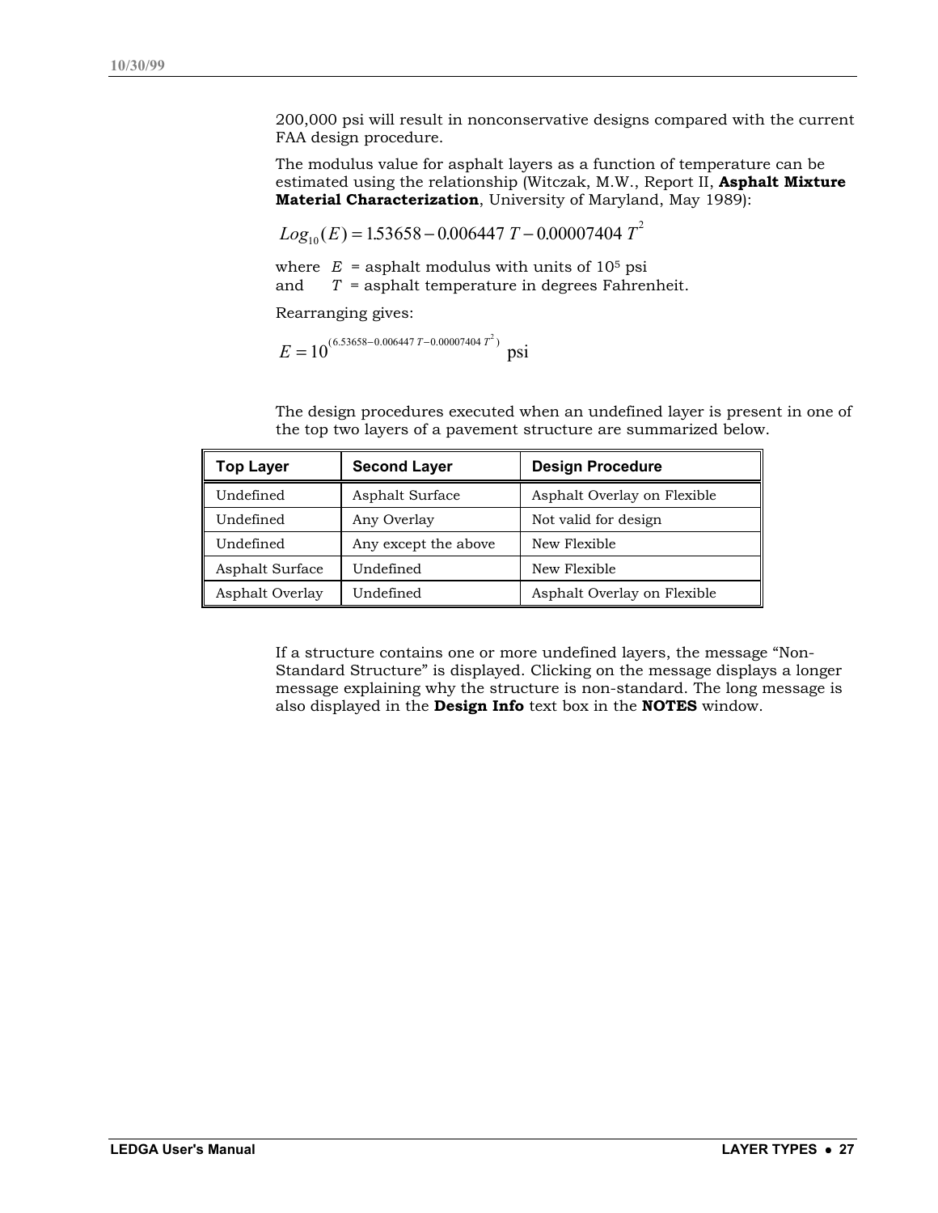200,000 psi will result in nonconservative designs compared with the current FAA design procedure.

The modulus value for asphalt layers as a function of temperature can be estimated using the relationship (Witczak, M.W., Report II, **Asphalt Mixture Material Characterization**, University of Maryland, May 1989):

$$Log_{10}(E) = 1.53658 - 0.006447\ T - 0.00007404\ T^2$$

where $E$ = asphalt modulus with units of $10^5$ psi
and $T$ = asphalt temperature in degrees Fahrenheit.

Rearranging gives:

$$E = 10^{(6.53658 - 0.006447\ T - 0.00007404\ T^2)} \text{ psi}$$

The design procedures executed when an undefined layer is present in one of the top two layers of a pavement structure are summarized below.

| Top Layer | Second Layer | Design Procedure |
|---|---|---|
| Undefined | Asphalt Surface | Asphalt Overlay on Flexible |
| Undefined | Any Overlay | Not valid for design |
| Undefined | Any except the above | New Flexible |
| Asphalt Surface | Undefined | New Flexible |
| Asphalt Overlay | Undefined | Asphalt Overlay on Flexible |

If a structure contains one or more undefined layers, the message “Non-Standard Structure” is displayed. Clicking on the message displays a longer message explaining why the structure is non-standard. The long message is also displayed in the **Design Info** text box in the **NOTES** window.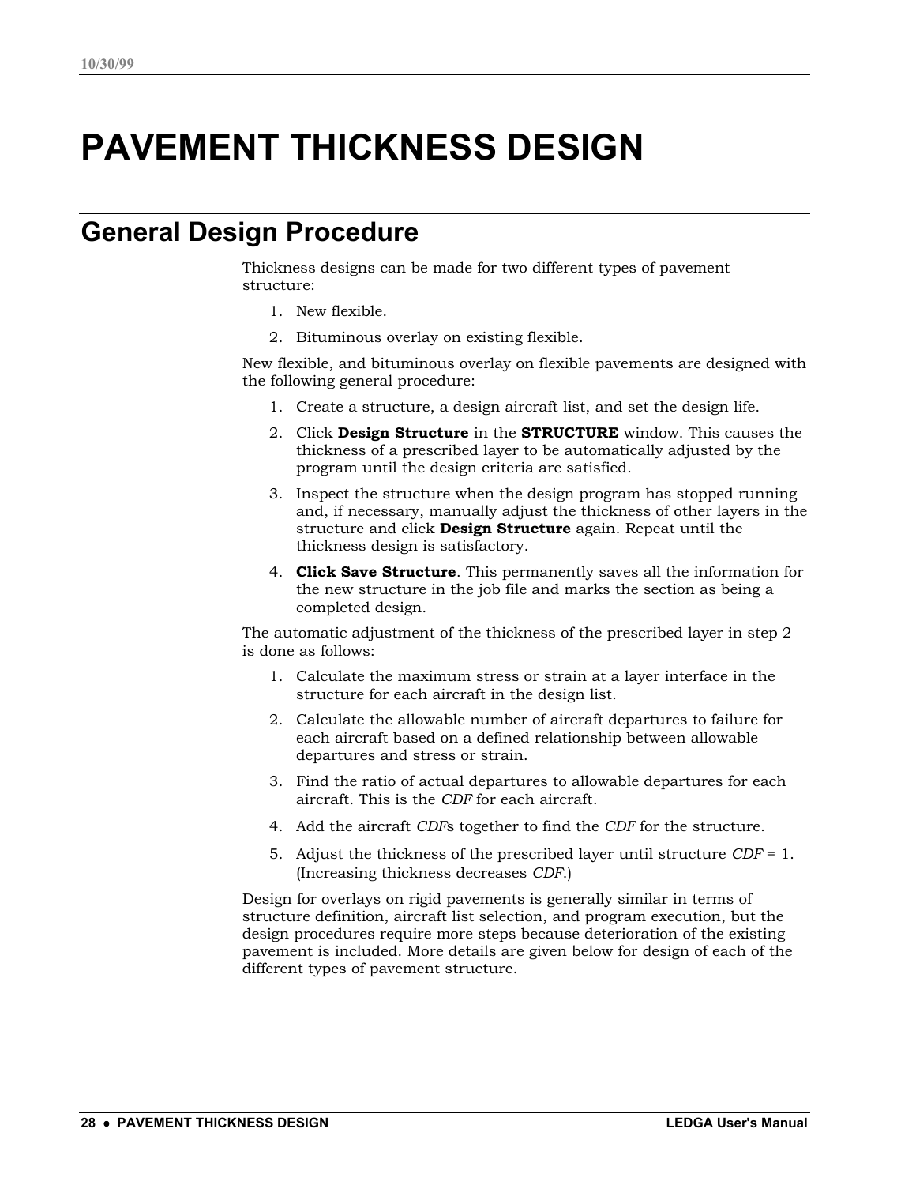# PAVEMENT THICKNESS DESIGN

## General Design Procedure

Thickness designs can be made for two different types of pavement structure:

1. New flexible.
2. Bituminous overlay on existing flexible.

New flexible, and bituminous overlay on flexible pavements are designed with the following general procedure:

1. Create a structure, a design aircraft list, and set the design life.
2. Click **Design Structure** in the **STRUCTURE** window. This causes the thickness of a prescribed layer to be automatically adjusted by the program until the design criteria are satisfied.
3. Inspect the structure when the design program has stopped running and, if necessary, manually adjust the thickness of other layers in the structure and click **Design Structure** again. Repeat until the thickness design is satisfactory.
4. **Click Save Structure**. This permanently saves all the information for the new structure in the job file and marks the section as being a completed design.

The automatic adjustment of the thickness of the prescribed layer in step 2 is done as follows:

1. Calculate the maximum stress or strain at a layer interface in the structure for each aircraft in the design list.
2. Calculate the allowable number of aircraft departures to failure for each aircraft based on a defined relationship between allowable departures and stress or strain.
3. Find the ratio of actual departures to allowable departures for each aircraft. This is the *CDF* for each aircraft.
4. Add the aircraft *CDF*s together to find the *CDF* for the structure.
5. Adjust the thickness of the prescribed layer until structure *CDF* = 1. (Increasing thickness decreases *CDF*.)

Design for overlays on rigid pavements is generally similar in terms of structure definition, aircraft list selection, and program execution, but the design procedures require more steps because deterioration of the existing pavement is included. More details are given below for design of each of the different types of pavement structure.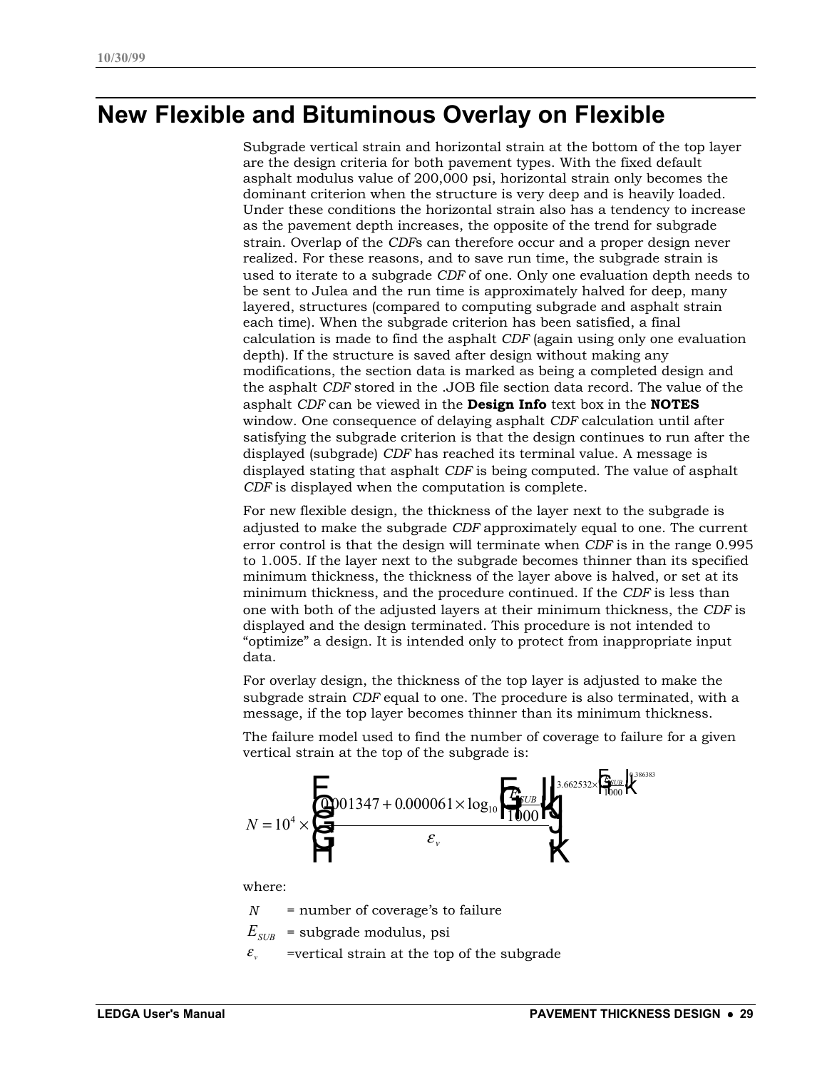# New Flexible and Bituminous Overlay on Flexible

Subgrade vertical strain and horizontal strain at the bottom of the top layer are the design criteria for both pavement types. With the fixed default asphalt modulus value of 200,000 psi, horizontal strain only becomes the dominant criterion when the structure is very deep and is heavily loaded. Under these conditions the horizontal strain also has a tendency to increase as the pavement depth increases, the opposite of the trend for subgrade strain. Overlap of the *CDF*s can therefore occur and a proper design never realized. For these reasons, and to save run time, the subgrade strain is used to iterate to a subgrade *CDF* of one. Only one evaluation depth needs to be sent to Julea and the run time is approximately halved for deep, many layered, structures (compared to computing subgrade and asphalt strain each time). When the subgrade criterion has been satisfied, a final calculation is made to find the asphalt *CDF* (again using only one evaluation depth). If the structure is saved after design without making any modifications, the section data is marked as being a completed design and the asphalt *CDF* stored in the .JOB file section data record. The value of the asphalt *CDF* can be viewed in the **Design Info** text box in the **NOTES** window. One consequence of delaying asphalt *CDF* calculation until after satisfying the subgrade criterion is that the design continues to run after the displayed (subgrade) *CDF* has reached its terminal value. A message is displayed stating that asphalt *CDF* is being computed. The value of asphalt *CDF* is displayed when the computation is complete.

For new flexible design, the thickness of the layer next to the subgrade is adjusted to make the subgrade *CDF* approximately equal to one. The current error control is that the design will terminate when *CDF* is in the range 0.995 to 1.005. If the layer next to the subgrade becomes thinner than its specified minimum thickness, the thickness of the layer above is halved, or set at its minimum thickness, and the procedure continued. If the *CDF* is less than one with both of the adjusted layers at their minimum thickness, the *CDF* is displayed and the design terminated. This procedure is not intended to "optimize" a design. It is intended only to protect from inappropriate input data.

For overlay design, the thickness of the top layer is adjusted to make the subgrade strain *CDF* equal to one. The procedure is also terminated, with a message, if the top layer becomes thinner than its minimum thickness.

The failure model used to find the number of coverage to failure for a given vertical strain at the top of the subgrade is:

$$N = 10^4 \times \left( \frac{0.001347 + 0.000061 \times \log_{10}\left(\frac{E_{SUB}}{1000}\right)}{\varepsilon_v} \right)^{3.662532 \times \left(\frac{E_{SUB}}{1000}\right)^{0.386383}}$$

where:

$N$ = number of coverage's to failure

$E_{SUB}$ = subgrade modulus, psi

$\varepsilon_v$ = vertical strain at the top of the subgrade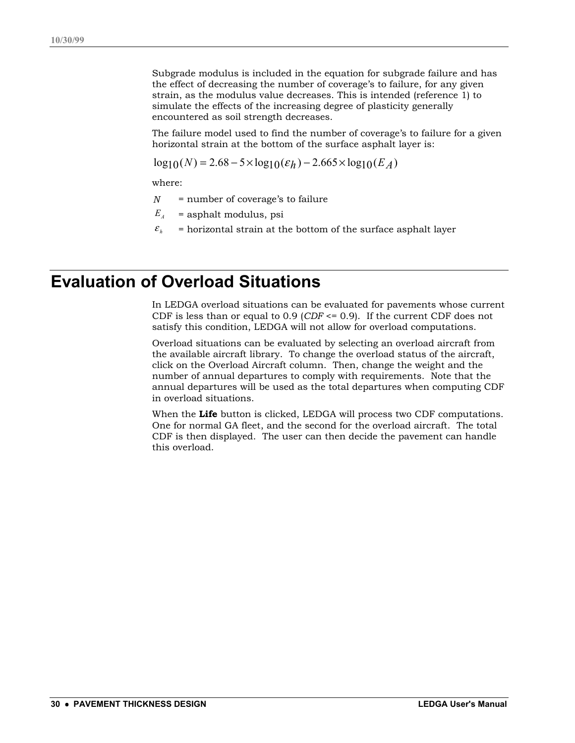Subgrade modulus is included in the equation for subgrade failure and has the effect of decreasing the number of coverage's to failure, for any given strain, as the modulus value decreases. This is intended (reference 1) to simulate the effects of the increasing degree of plasticity generally encountered as soil strength decreases.

The failure model used to find the number of coverage's to failure for a given horizontal strain at the bottom of the surface asphalt layer is:

$$\log_{10}(N) = 2.68 - 5 \times \log_{10}(\varepsilon_h) - 2.665 \times \log_{10}(E_A)$$

where:

$N$ = number of coverage's to failure

$E_A$ = asphalt modulus, psi

$\varepsilon_h$ = horizontal strain at the bottom of the surface asphalt layer

# Evaluation of Overload Situations

In LEDGA overload situations can be evaluated for pavements whose current CDF is less than or equal to 0.9 (*CDF* <= 0.9). If the current CDF does not satisfy this condition, LEDGA will not allow for overload computations.

Overload situations can be evaluated by selecting an overload aircraft from the available aircraft library. To change the overload status of the aircraft, click on the Overload Aircraft column. Then, change the weight and the number of annual departures to comply with requirements. Note that the annual departures will be used as the total departures when computing CDF in overload situations.

When the **Life** button is clicked, LEDGA will process two CDF computations. One for normal GA fleet, and the second for the overload aircraft. The total CDF is then displayed. The user can then decide the pavement can handle this overload.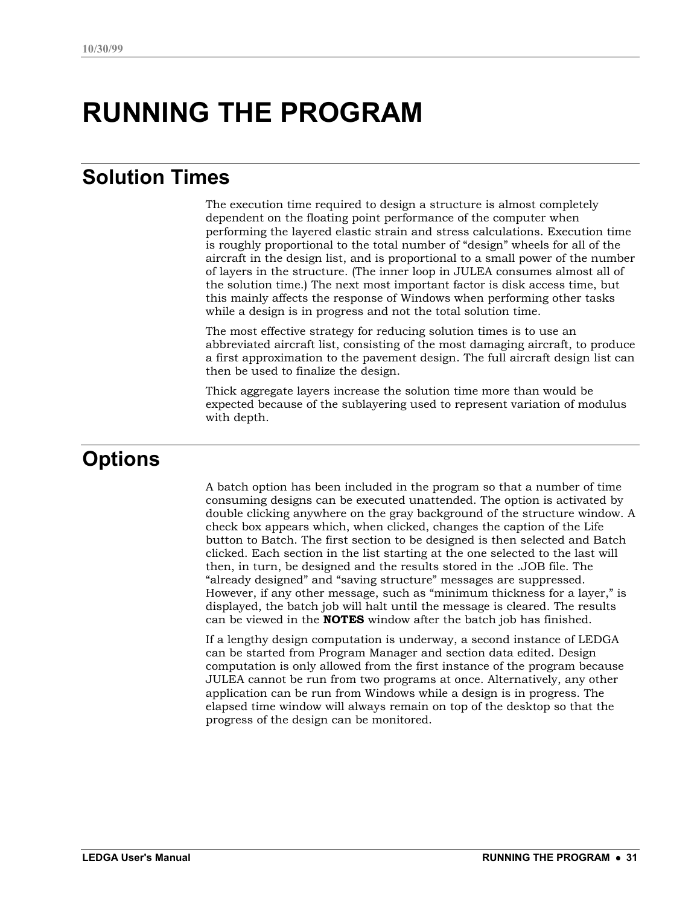# RUNNING THE PROGRAM

## Solution Times

The execution time required to design a structure is almost completely dependent on the floating point performance of the computer when performing the layered elastic strain and stress calculations. Execution time is roughly proportional to the total number of “design” wheels for all of the aircraft in the design list, and is proportional to a small power of the number of layers in the structure. (The inner loop in JULEA consumes almost all of the solution time.) The next most important factor is disk access time, but this mainly affects the response of Windows when performing other tasks while a design is in progress and not the total solution time.

The most effective strategy for reducing solution times is to use an abbreviated aircraft list, consisting of the most damaging aircraft, to produce a first approximation to the pavement design. The full aircraft design list can then be used to finalize the design.

Thick aggregate layers increase the solution time more than would be expected because of the sublayering used to represent variation of modulus with depth.

## Options

A batch option has been included in the program so that a number of time consuming designs can be executed unattended. The option is activated by double clicking anywhere on the gray background of the structure window. A check box appears which, when clicked, changes the caption of the Life button to Batch. The first section to be designed is then selected and Batch clicked. Each section in the list starting at the one selected to the last will then, in turn, be designed and the results stored in the .JOB file. The “already designed” and “saving structure” messages are suppressed. However, if any other message, such as “minimum thickness for a layer,” is displayed, the batch job will halt until the message is cleared. The results can be viewed in the **NOTES** window after the batch job has finished.

If a lengthy design computation is underway, a second instance of LEDGA can be started from Program Manager and section data edited. Design computation is only allowed from the first instance of the program because JULEA cannot be run from two programs at once. Alternatively, any other application can be run from Windows while a design is in progress. The elapsed time window will always remain on top of the desktop so that the progress of the design can be monitored.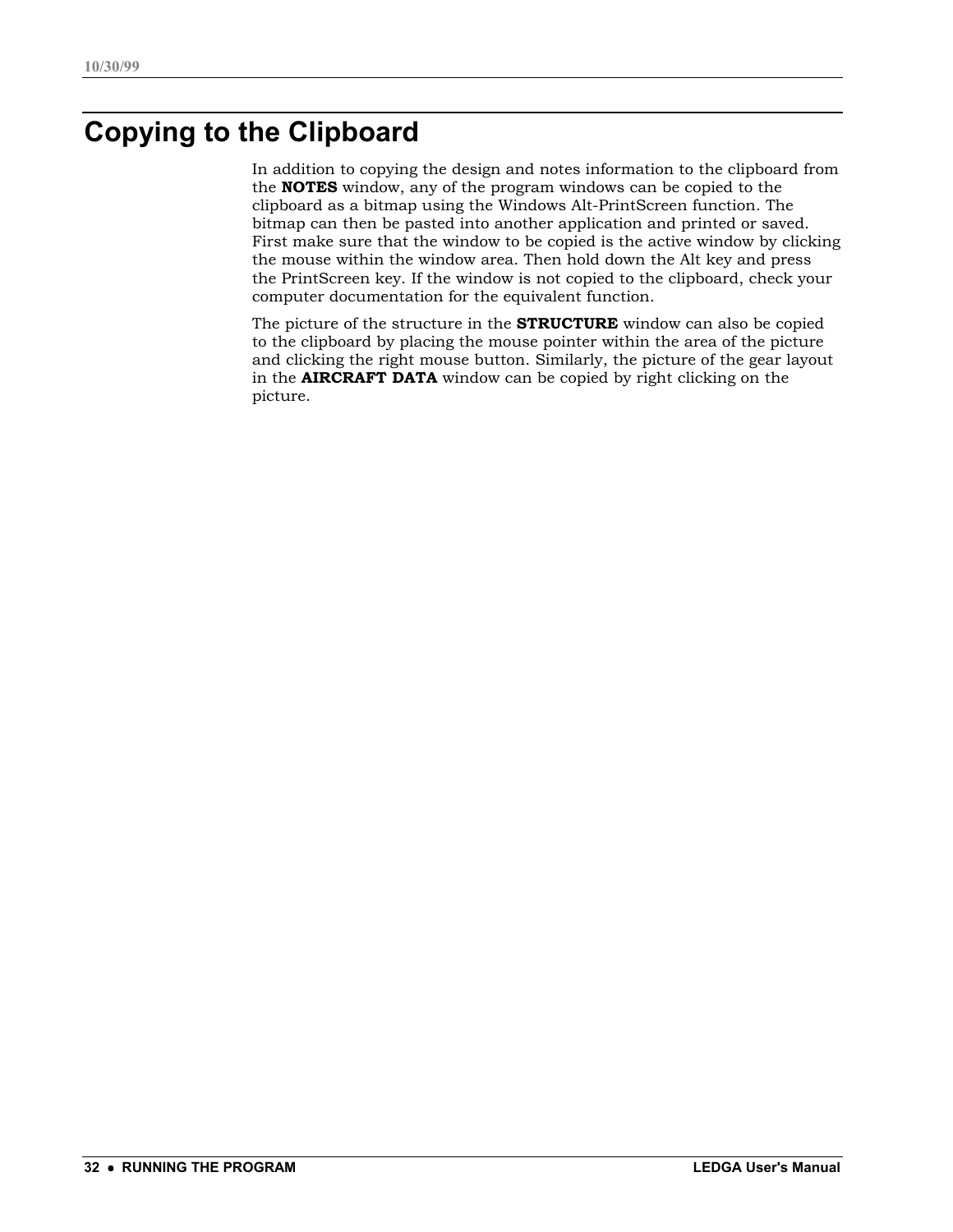# Copying to the Clipboard

In addition to copying the design and notes information to the clipboard from the **NOTES** window, any of the program windows can be copied to the clipboard as a bitmap using the Windows Alt-PrintScreen function. The bitmap can then be pasted into another application and printed or saved. First make sure that the window to be copied is the active window by clicking the mouse within the window area. Then hold down the Alt key and press the PrintScreen key. If the window is not copied to the clipboard, check your computer documentation for the equivalent function.

The picture of the structure in the **STRUCTURE** window can also be copied to the clipboard by placing the mouse pointer within the area of the picture and clicking the right mouse button. Similarly, the picture of the gear layout in the **AIRCRAFT DATA** window can be copied by right clicking on the picture.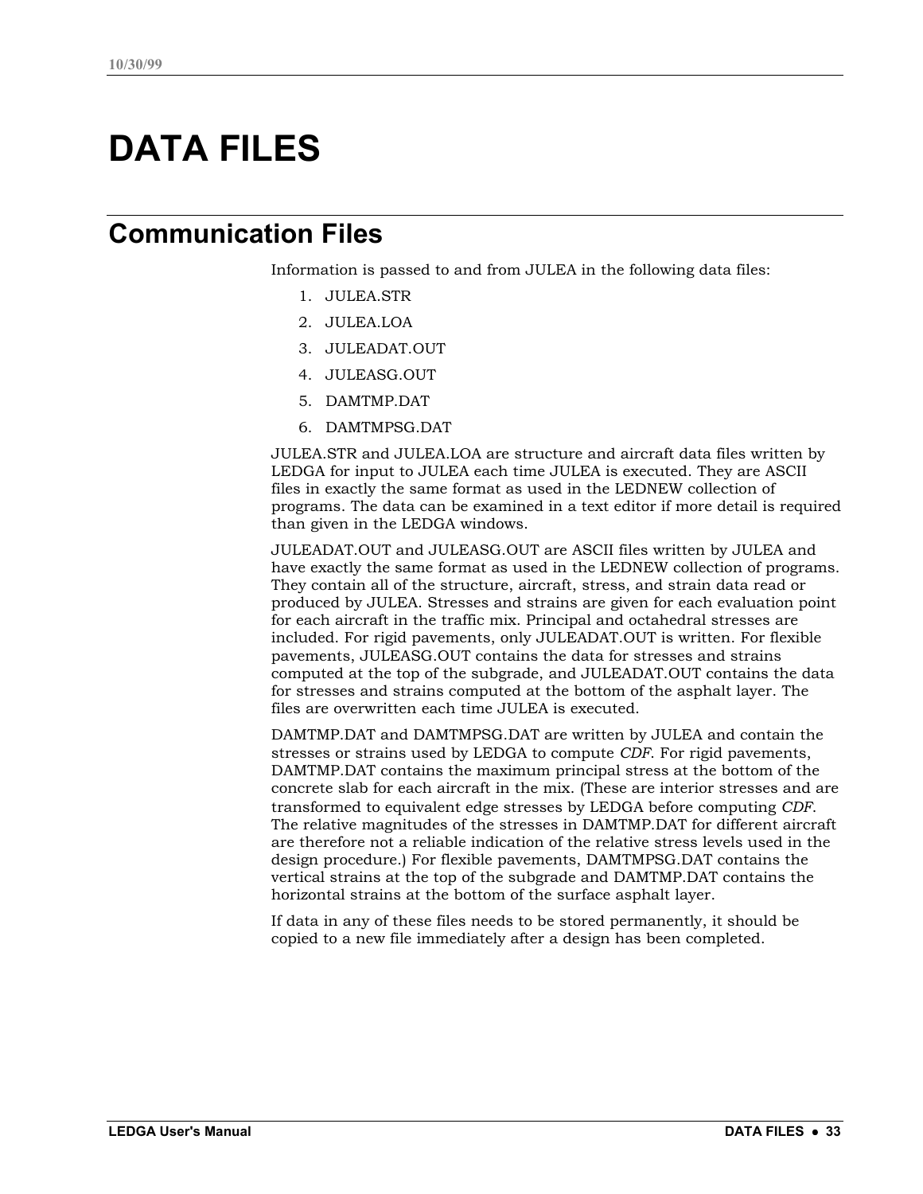# DATA FILES

## Communication Files

Information is passed to and from JULEA in the following data files:

1. JULEA.STR
2. JULEA.LOA
3. JULEADAT.OUT
4. JULEASG.OUT
5. DAMTMP.DAT
6. DAMTMPSG.DAT

JULEA.STR and JULEA.LOA are structure and aircraft data files written by LEDGA for input to JULEA each time JULEA is executed. They are ASCII files in exactly the same format as used in the LEDNEW collection of programs. The data can be examined in a text editor if more detail is required than given in the LEDGA windows.

JULEADAT.OUT and JULEASG.OUT are ASCII files written by JULEA and have exactly the same format as used in the LEDNEW collection of programs. They contain all of the structure, aircraft, stress, and strain data read or produced by JULEA. Stresses and strains are given for each evaluation point for each aircraft in the traffic mix. Principal and octahedral stresses are included. For rigid pavements, only JULEADAT.OUT is written. For flexible pavements, JULEASG.OUT contains the data for stresses and strains computed at the top of the subgrade, and JULEADAT.OUT contains the data for stresses and strains computed at the bottom of the asphalt layer. The files are overwritten each time JULEA is executed.

DAMTMP.DAT and DAMTMPSG.DAT are written by JULEA and contain the stresses or strains used by LEDGA to compute *CDF*. For rigid pavements, DAMTMP.DAT contains the maximum principal stress at the bottom of the concrete slab for each aircraft in the mix. (These are interior stresses and are transformed to equivalent edge stresses by LEDGA before computing *CDF*. The relative magnitudes of the stresses in DAMTMP.DAT for different aircraft are therefore not a reliable indication of the relative stress levels used in the design procedure.) For flexible pavements, DAMTMPSG.DAT contains the vertical strains at the top of the subgrade and DAMTMP.DAT contains the horizontal strains at the bottom of the surface asphalt layer.

If data in any of these files needs to be stored permanently, it should be copied to a new file immediately after a design has been completed.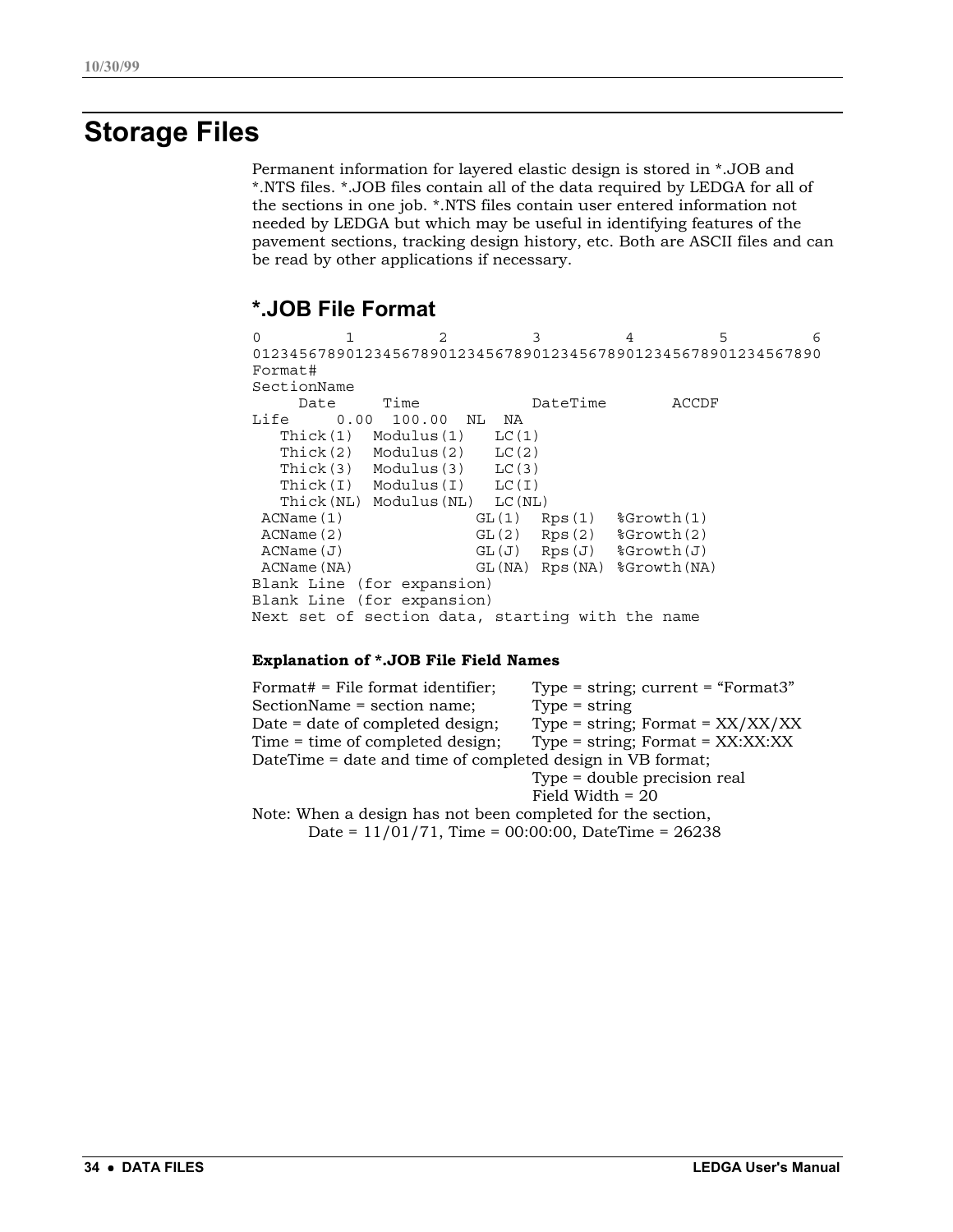# Storage Files

Permanent information for layered elastic design is stored in *.JOB and *.NTS files. *.JOB files contain all of the data required by LEDGA for all of the sections in one job. *.NTS files contain user entered information not needed by LEDGA but which may be useful in identifying features of the pavement sections, tracking design history, etc. Both are ASCII files and can be read by other applications if necessary.

## *.JOB File Format

```
0         1         2         3         4         5         6
0123456789012345678901234567890123456789012345678901234567890
Format#
SectionName
     Date     Time            DateTime       ACCDF
Life     0.00  100.00  NL  NA
   Thick(1)  Modulus(1)   LC(1)
   Thick(2)  Modulus(2)   LC(2)
   Thick(3)  Modulus(3)   LC(3)
   Thick(I)  Modulus(I)   LC(I)
   Thick(NL) Modulus(NL)  LC(NL)
 ACName(1)              GL(1)  Rps(1)  %Growth(1)
 ACName(2)              GL(2)  Rps(2)  %Growth(2)
 ACName(J)              GL(J)  Rps(J)  %Growth(J)
 ACName(NA)             GL(NA) Rps(NA) %Growth(NA)
Blank Line (for expansion)
Blank Line (for expansion)
Next set of section data, starting with the name
```

**Explanation of *.JOB File Field Names**

Format# = File format identifier; Type = string; current = "Format3"
SectionName = section name; Type = string
Date = date of completed design; Type = string; Format = XX/XX/XX
Time = time of completed design; Type = string; Format = XX:XX:XX
DateTime = date and time of completed design in VB format;
Type = double precision real
Field Width = 20

Note: When a design has not been completed for the section,
Date = 11/01/71, Time = 00:00:00, DateTime = 26238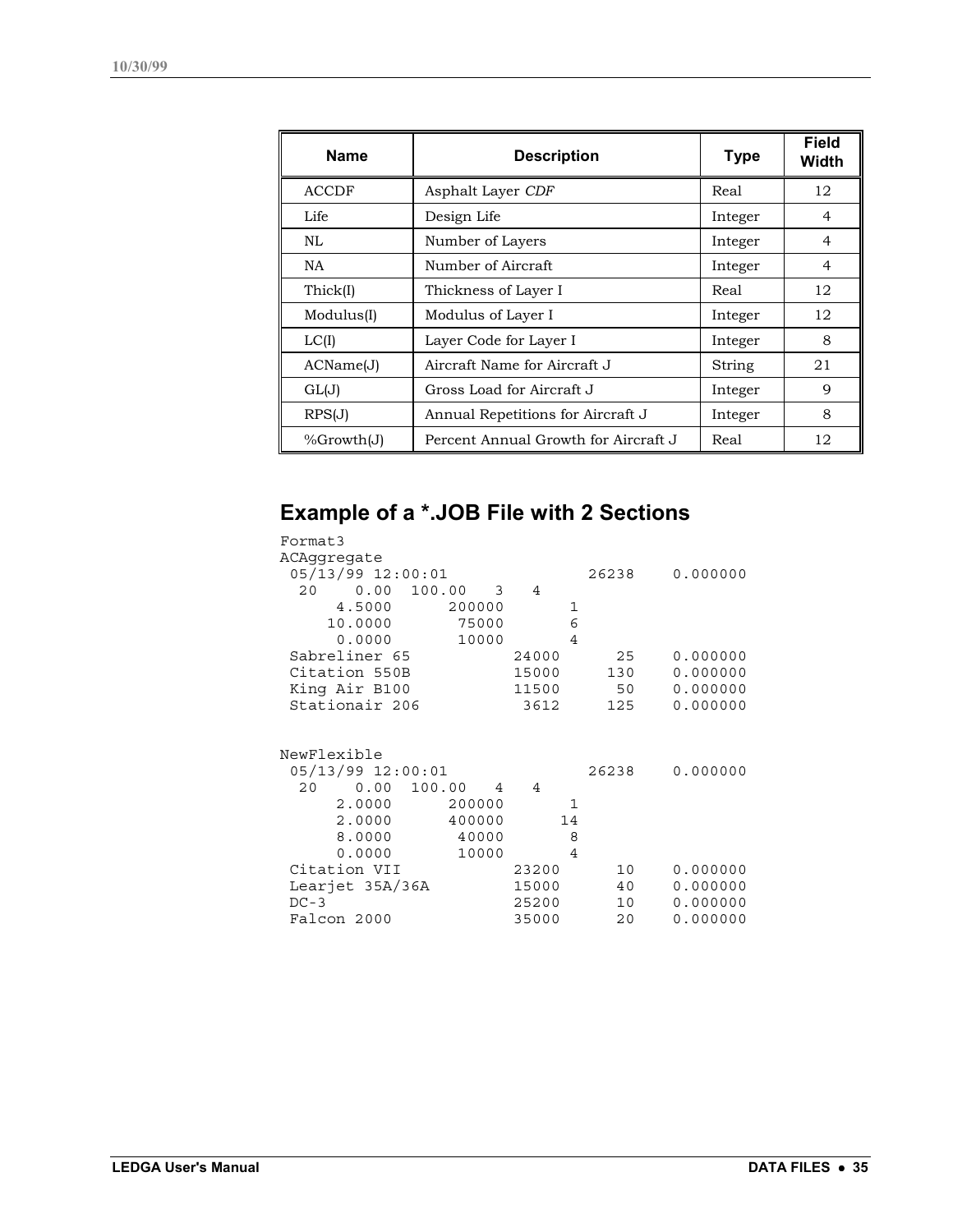| Name | Description | Type | Field Width |
|---|---|---|---|
| ACCDF | Asphalt Layer *CDF* | Real | 12 |
| Life | Design Life | Integer | 4 |
| NL | Number of Layers | Integer | 4 |
| NA | Number of Aircraft | Integer | 4 |
| Thick(I) | Thickness of Layer I | Real | 12 |
| Modulus(I) | Modulus of Layer I | Integer | 12 |
| LC(I) | Layer Code for Layer I | Integer | 8 |
| ACName(J) | Aircraft Name for Aircraft J | String | 21 |
| GL(J) | Gross Load for Aircraft J | Integer | 9 |
| RPS(J) | Annual Repetitions for Aircraft J | Integer | 8 |
| %Growth(J) | Percent Annual Growth for Aircraft J | Real | 12 |

## Example of a *.JOB File with 2 Sections

```
Format3
ACAggregate
 05/13/99 12:00:01              26238    0.000000
  20    0.00  100.00   3   4
     4.5000      200000       1
    10.0000       75000       6
     0.0000       10000       4
 Sabreliner 65           24000      25    0.000000
 Citation 550B           15000     130    0.000000
 King Air B100           11500      50    0.000000
 Stationair 206           3612     125    0.000000


NewFlexible
 05/13/99 12:00:01              26238    0.000000
  20    0.00  100.00   4   4
     2.0000      200000       1
     2.0000      400000      14
     8.0000       40000       8
     0.0000       10000       4
 Citation VII            23200      10    0.000000
 Learjet 35A/36A         15000      40    0.000000
 DC-3                    25200      10    0.000000
 Falcon 2000             35000      20    0.000000
```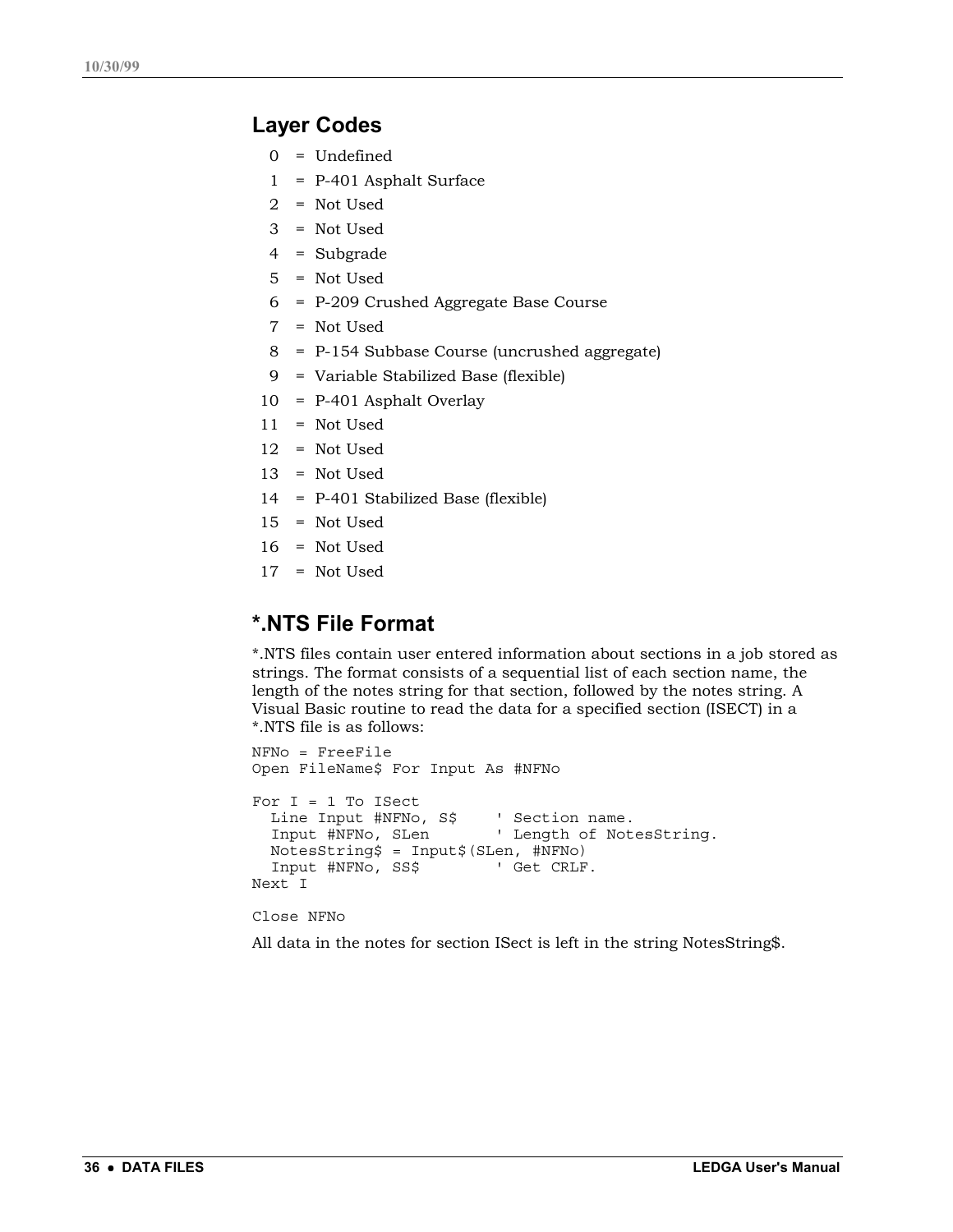## Layer Codes

0 = Undefined
1 = P-401 Asphalt Surface
2 = Not Used
3 = Not Used
4 = Subgrade
5 = Not Used
6 = P-209 Crushed Aggregate Base Course
7 = Not Used
8 = P-154 Subbase Course (uncrushed aggregate)
9 = Variable Stabilized Base (flexible)
10 = P-401 Asphalt Overlay
11 = Not Used
12 = Not Used
13 = Not Used
14 = P-401 Stabilized Base (flexible)
15 = Not Used
16 = Not Used
17 = Not Used

## *.NTS File Format

*.NTS files contain user entered information about sections in a job stored as strings. The format consists of a sequential list of each section name, the length of the notes string for that section, followed by the notes string. A Visual Basic routine to read the data for a specified section (ISECT) in a *.NTS file is as follows:

```
NFNo = FreeFile
Open FileName$ For Input As #NFNo

For I = 1 To ISect
  Line Input #NFNo, S$      ' Section name.
  Input #NFNo, SLen         ' Length of NotesString.
  NotesString$ = Input$(SLen, #NFNo)
  Input #NFNo, SS$          ' Get CRLF.
Next I

Close NFNo
```

All data in the notes for section ISect is left in the string NotesString$.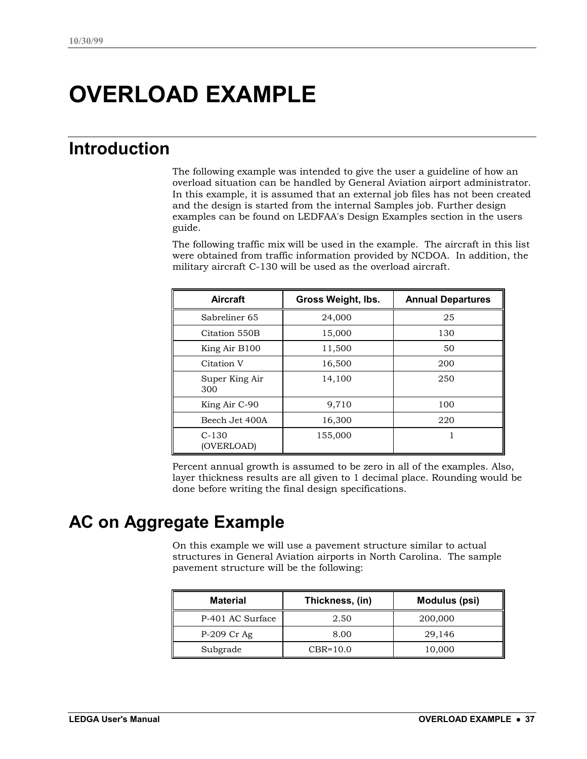# OVERLOAD EXAMPLE

## Introduction

The following example was intended to give the user a guideline of how an overload situation can be handled by General Aviation airport administrator. In this example, it is assumed that an external job files has not been created and the design is started from the internal Samples job. Further design examples can be found on LEDFAA's Design Examples section in the users guide.

The following traffic mix will be used in the example. The aircraft in this list were obtained from traffic information provided by NCDOA. In addition, the military aircraft C-130 will be used as the overload aircraft.

| Aircraft | Gross Weight, lbs. | Annual Departures |
|---|---|---|
| Sabreliner 65 | 24,000 | 25 |
| Citation 550B | 15,000 | 130 |
| King Air B100 | 11,500 | 50 |
| Citation V | 16,500 | 200 |
| Super King Air 300 | 14,100 | 250 |
| King Air C-90 | 9,710 | 100 |
| Beech Jet 400A | 16,300 | 220 |
| C-130 (OVERLOAD) | 155,000 | 1 |

Percent annual growth is assumed to be zero in all of the examples. Also, layer thickness results are all given to 1 decimal place. Rounding would be done before writing the final design specifications.

## AC on Aggregate Example

On this example we will use a pavement structure similar to actual structures in General Aviation airports in North Carolina. The sample pavement structure will be the following:

| Material | Thickness, (in) | Modulus (psi) |
|---|---|---|
| P-401 AC Surface | 2.50 | 200,000 |
| P-209 Cr Ag | 8.00 | 29,146 |
| Subgrade | CBR=10.0 | 10,000 |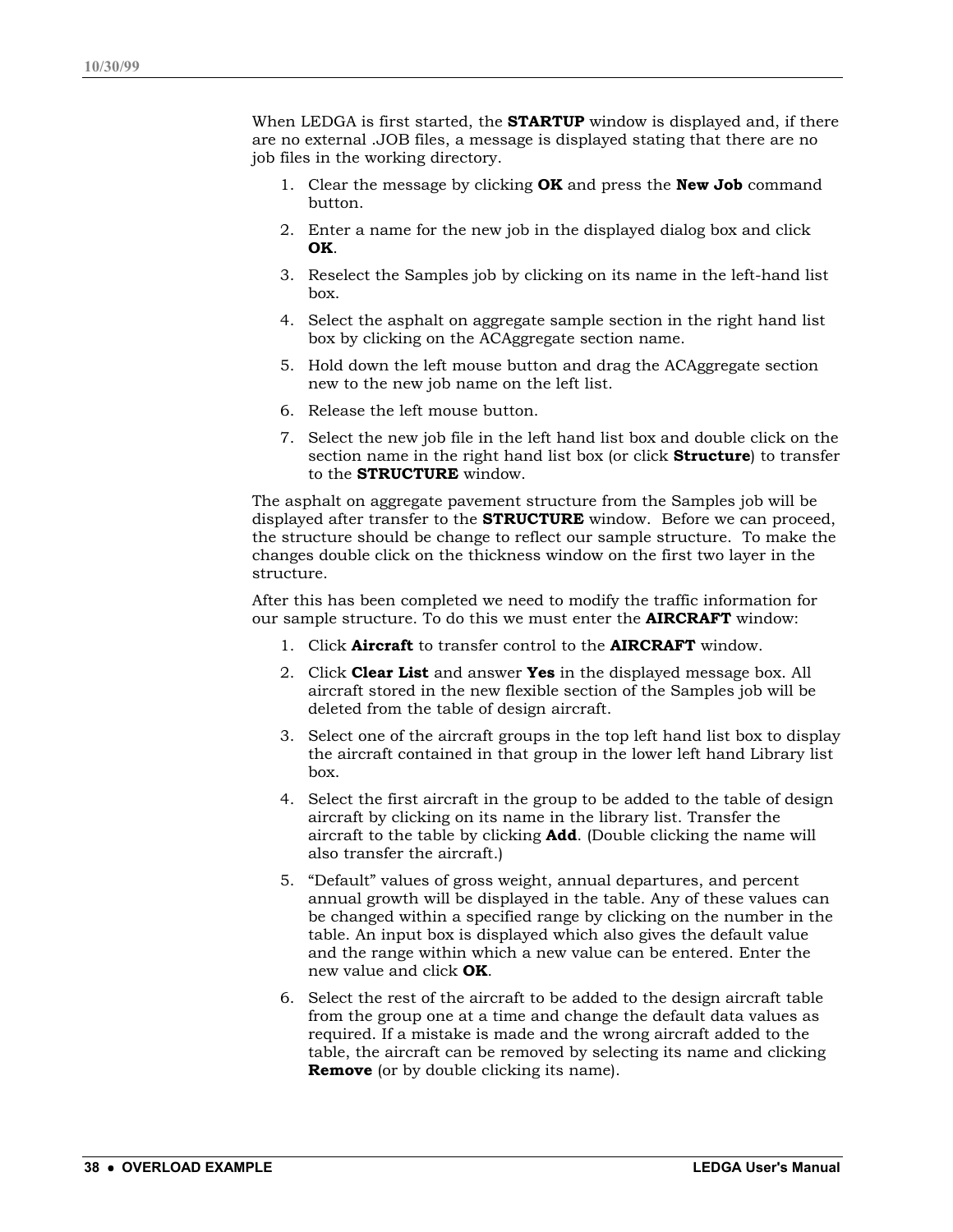When LEDGA is first started, the **STARTUP** window is displayed and, if there are no external .JOB files, a message is displayed stating that there are no job files in the working directory.

1. Clear the message by clicking **OK** and press the **New Job** command button.
2. Enter a name for the new job in the displayed dialog box and click **OK**.
3. Reselect the Samples job by clicking on its name in the left-hand list box.
4. Select the asphalt on aggregate sample section in the right hand list box by clicking on the ACAggregate section name.
5. Hold down the left mouse button and drag the ACAggregate section new to the new job name on the left list.
6. Release the left mouse button.
7. Select the new job file in the left hand list box and double click on the section name in the right hand list box (or click **Structure**) to transfer to the **STRUCTURE** window.

The asphalt on aggregate pavement structure from the Samples job will be displayed after transfer to the **STRUCTURE** window. Before we can proceed, the structure should be change to reflect our sample structure. To make the changes double click on the thickness window on the first two layer in the structure.

After this has been completed we need to modify the traffic information for our sample structure. To do this we must enter the **AIRCRAFT** window:

1. Click **Aircraft** to transfer control to the **AIRCRAFT** window.
2. Click **Clear List** and answer **Yes** in the displayed message box. All aircraft stored in the new flexible section of the Samples job will be deleted from the table of design aircraft.
3. Select one of the aircraft groups in the top left hand list box to display the aircraft contained in that group in the lower left hand Library list box.
4. Select the first aircraft in the group to be added to the table of design aircraft by clicking on its name in the library list. Transfer the aircraft to the table by clicking **Add**. (Double clicking the name will also transfer the aircraft.)
5. "Default" values of gross weight, annual departures, and percent annual growth will be displayed in the table. Any of these values can be changed within a specified range by clicking on the number in the table. An input box is displayed which also gives the default value and the range within which a new value can be entered. Enter the new value and click **OK**.
6. Select the rest of the aircraft to be added to the design aircraft table from the group one at a time and change the default data values as required. If a mistake is made and the wrong aircraft added to the table, the aircraft can be removed by selecting its name and clicking **Remove** (or by double clicking its name).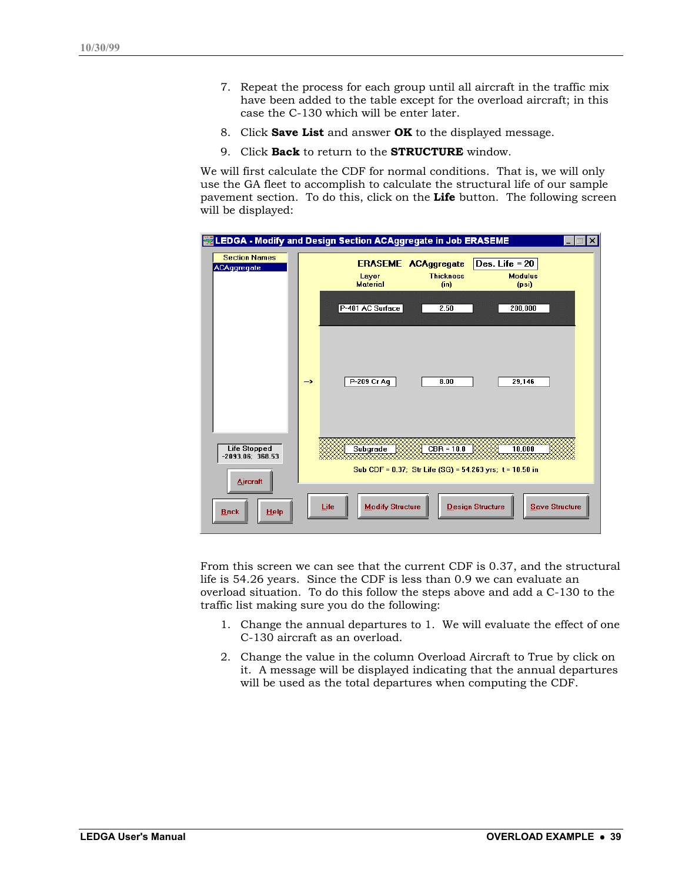7. Repeat the process for each group until all aircraft in the traffic mix have been added to the table except for the overload aircraft; in this case the C-130 which will be enter later.
8. Click **Save List** and answer **OK** to the displayed message.
9. Click **Back** to return to the **STRUCTURE** window.

We will first calculate the CDF for normal conditions. That is, we will only use the GA fleet to accomplish to calculate the structural life of our sample pavement section. To do this, click on the **Life** button. The following screen will be displayed:

From this screen we can see that the current CDF is 0.37, and the structural life is 54.26 years. Since the CDF is less than 0.9 we can evaluate an overload situation. To do this follow the steps above and add a C-130 to the traffic list making sure you do the following:

1. Change the annual departures to 1. We will evaluate the effect of one C-130 aircraft as an overload.
2. Change the value in the column Overload Aircraft to True by click on it. A message will be displayed indicating that the annual departures will be used as the total departures when computing the CDF.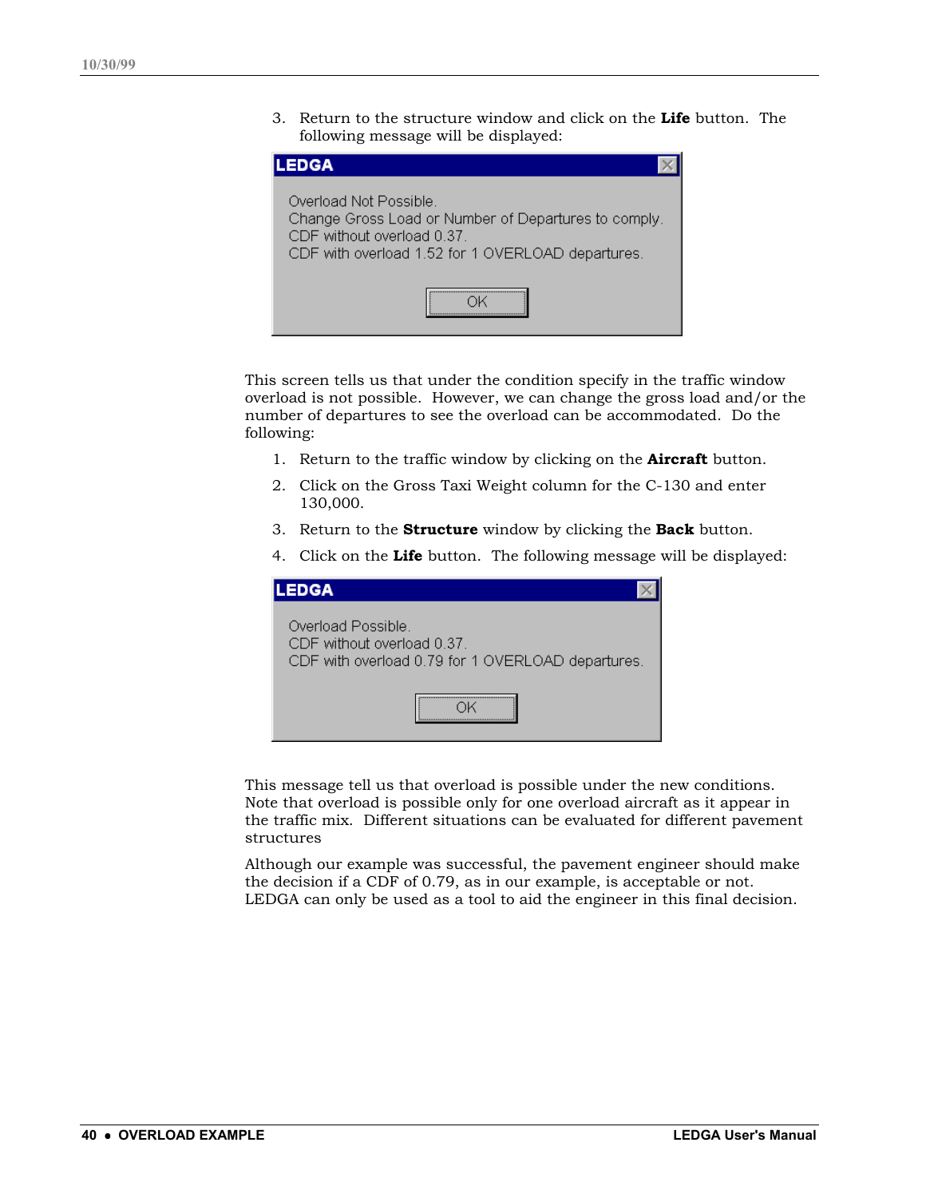3. Return to the structure window and click on the **Life** button. The following message will be displayed:

```
LEDGA

Overload Not Possible.
Change Gross Load or Number of Departures to comply.
CDF without overload 0.37.
CDF with overload 1.52 for 1 OVERLOAD departures.

OK
```

This screen tells us that under the condition specify in the traffic window overload is not possible. However, we can change the gross load and/or the number of departures to see the overload can be accommodated. Do the following:

1. Return to the traffic window by clicking on the **Aircraft** button.
2. Click on the Gross Taxi Weight column for the C-130 and enter 130,000.
3. Return to the **Structure** window by clicking the **Back** button.
4. Click on the **Life** button. The following message will be displayed:

```
LEDGA

Overload Possible.
CDF without overload 0.37.
CDF with overload 0.79 for 1 OVERLOAD departures.

OK
```

This message tell us that overload is possible under the new conditions. Note that overload is possible only for one overload aircraft as it appear in the traffic mix. Different situations can be evaluated for different pavement structures

Although our example was successful, the pavement engineer should make the decision if a CDF of 0.79, as in our example, is acceptable or not. LEDGA can only be used as a tool to aid the engineer in this final decision.